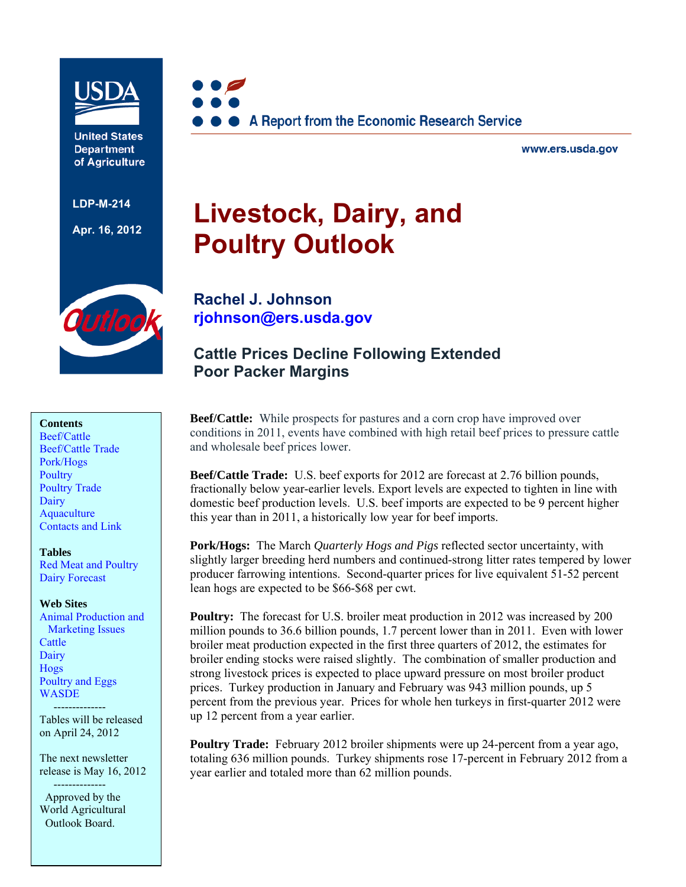United States Department of Agriculture

LDP-M-214

Apr. 16, 2012

A Report from the Economic Research Service

www.ers.usda.gov

# Livestock, Dairy, and Poultry Outlook

**Rachel J. Johnson**
**rjohnson@ers.usda.gov**

## Cattle Prices Decline Following Extended Poor Packer Margins

**Contents**
- Beef/Cattle
- Beef/Cattle Trade
- Pork/Hogs
- Poultry
- Poultry Trade
- Dairy
- Aquaculture
- Contacts and Link

**Tables**
- Red Meat and Poultry
- Dairy Forecast

**Web Sites**
- Animal Production and Marketing Issues
- Cattle
- Dairy
- Hogs
- Poultry and Eggs
- WASDE

Tables will be released on April 24, 2012

The next newsletter release is May 16, 2012

Approved by the World Agricultural Outlook Board.

**Beef/Cattle:** While prospects for pastures and a corn crop have improved over conditions in 2011, events have combined with high retail beef prices to pressure cattle and wholesale beef prices lower.

**Beef/Cattle Trade:** U.S. beef exports for 2012 are forecast at 2.76 billion pounds, fractionally below year-earlier levels. Export levels are expected to tighten in line with domestic beef production levels. U.S. beef imports are expected to be 9 percent higher this year than in 2011, a historically low year for beef imports.

**Pork/Hogs:** The March *Quarterly Hogs and Pigs* reflected sector uncertainty, with slightly larger breeding herd numbers and continued-strong litter rates tempered by lower producer farrowing intentions. Second-quarter prices for live equivalent 51-52 percent lean hogs are expected to be $66-$68 per cwt.

**Poultry:** The forecast for U.S. broiler meat production in 2012 was increased by 200 million pounds to 36.6 billion pounds, 1.7 percent lower than in 2011. Even with lower broiler meat production expected in the first three quarters of 2012, the estimates for broiler ending stocks were raised slightly. The combination of smaller production and strong livestock prices is expected to place upward pressure on most broiler product prices. Turkey production in January and February was 943 million pounds, up 5 percent from the previous year. Prices for whole hen turkeys in first-quarter 2012 were up 12 percent from a year earlier.

**Poultry Trade:** February 2012 broiler shipments were up 24-percent from a year ago, totaling 636 million pounds. Turkey shipments rose 17-percent in February 2012 from a year earlier and totaled more than 62 million pounds.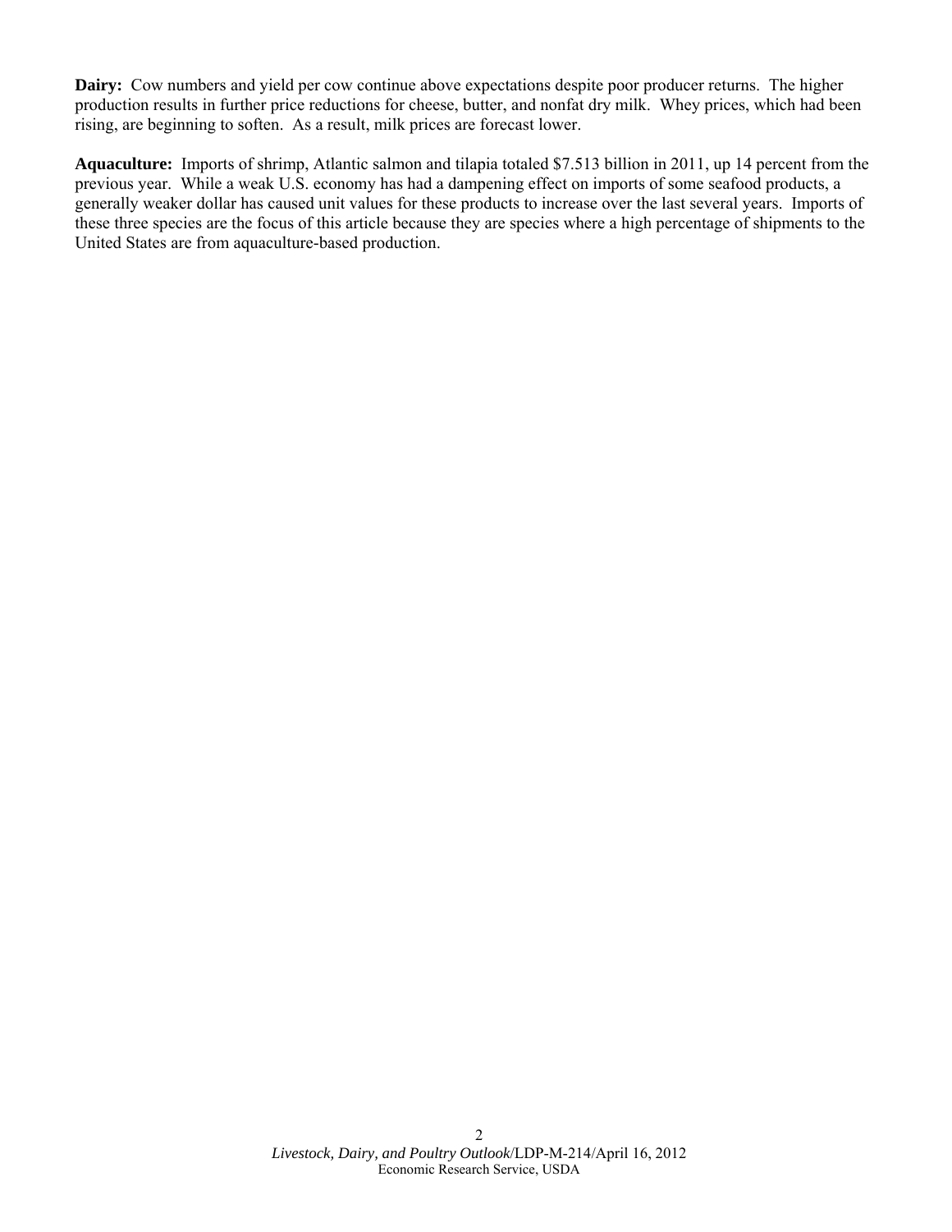**Dairy:** Cow numbers and yield per cow continue above expectations despite poor producer returns. The higher production results in further price reductions for cheese, butter, and nonfat dry milk. Whey prices, which had been rising, are beginning to soften. As a result, milk prices are forecast lower.

**Aquaculture:** Imports of shrimp, Atlantic salmon and tilapia totaled $7.513 billion in 2011, up 14 percent from the previous year. While a weak U.S. economy has had a dampening effect on imports of some seafood products, a generally weaker dollar has caused unit values for these products to increase over the last several years. Imports of these three species are the focus of this article because they are species where a high percentage of shipments to the United States are from aquaculture-based production.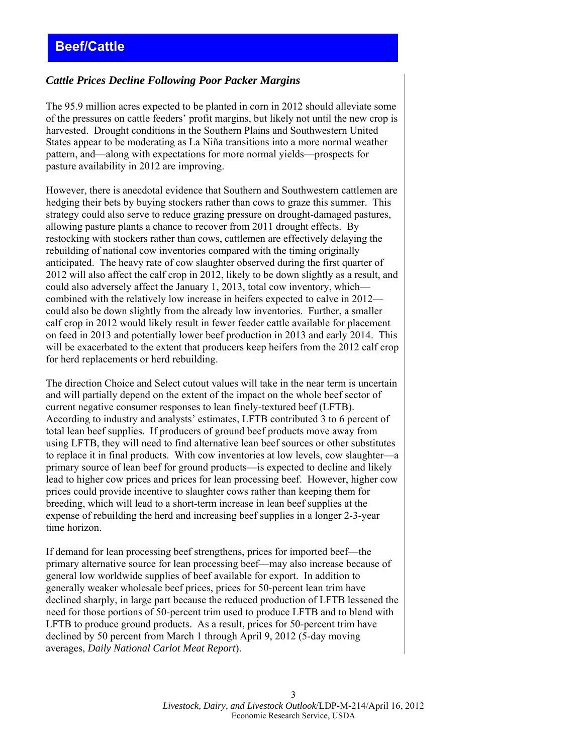# Beef/Cattle

## *Cattle Prices Decline Following Poor Packer Margins*

The 95.9 million acres expected to be planted in corn in 2012 should alleviate some of the pressures on cattle feeders' profit margins, but likely not until the new crop is harvested. Drought conditions in the Southern Plains and Southwestern United States appear to be moderating as La Niña transitions into a more normal weather pattern, and—along with expectations for more normal yields—prospects for pasture availability in 2012 are improving.

However, there is anecdotal evidence that Southern and Southwestern cattlemen are hedging their bets by buying stockers rather than cows to graze this summer. This strategy could also serve to reduce grazing pressure on drought-damaged pastures, allowing pasture plants a chance to recover from 2011 drought effects. By restocking with stockers rather than cows, cattlemen are effectively delaying the rebuilding of national cow inventories compared with the timing originally anticipated. The heavy rate of cow slaughter observed during the first quarter of 2012 will also affect the calf crop in 2012, likely to be down slightly as a result, and could also adversely affect the January 1, 2013, total cow inventory, which—combined with the relatively low increase in heifers expected to calve in 2012—could also be down slightly from the already low inventories. Further, a smaller calf crop in 2012 would likely result in fewer feeder cattle available for placement on feed in 2013 and potentially lower beef production in 2013 and early 2014. This will be exacerbated to the extent that producers keep heifers from the 2012 calf crop for herd replacements or herd rebuilding.

The direction Choice and Select cutout values will take in the near term is uncertain and will partially depend on the extent of the impact on the whole beef sector of current negative consumer responses to lean finely-textured beef (LFTB). According to industry and analysts' estimates, LFTB contributed 3 to 6 percent of total lean beef supplies. If producers of ground beef products move away from using LFTB, they will need to find alternative lean beef sources or other substitutes to replace it in final products. With cow inventories at low levels, cow slaughter—a primary source of lean beef for ground products—is expected to decline and likely lead to higher cow prices and prices for lean processing beef. However, higher cow prices could provide incentive to slaughter cows rather than keeping them for breeding, which will lead to a short-term increase in lean beef supplies at the expense of rebuilding the herd and increasing beef supplies in a longer 2-3-year time horizon.

If demand for lean processing beef strengthens, prices for imported beef—the primary alternative source for lean processing beef—may also increase because of general low worldwide supplies of beef available for export. In addition to generally weaker wholesale beef prices, prices for 50-percent lean trim have declined sharply, in large part because the reduced production of LFTB lessened the need for those portions of 50-percent trim used to produce LFTB and to blend with LFTB to produce ground products. As a result, prices for 50-percent trim have declined by 50 percent from March 1 through April 9, 2012 (5-day moving averages, *Daily National Carlot Meat Report*).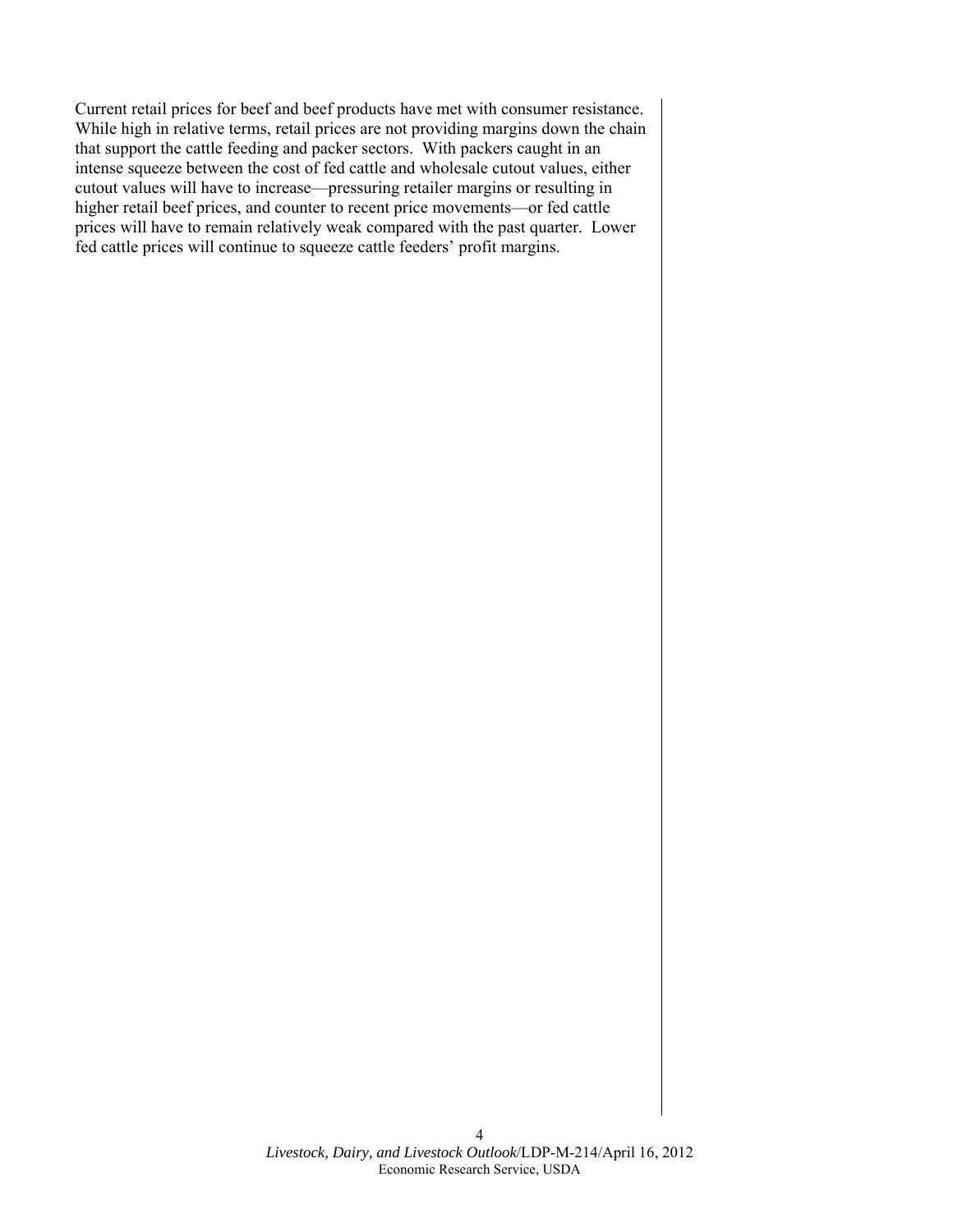Current retail prices for beef and beef products have met with consumer resistance. While high in relative terms, retail prices are not providing margins down the chain that support the cattle feeding and packer sectors. With packers caught in an intense squeeze between the cost of fed cattle and wholesale cutout values, either cutout values will have to increase—pressuring retailer margins or resulting in higher retail beef prices, and counter to recent price movements—or fed cattle prices will have to remain relatively weak compared with the past quarter. Lower fed cattle prices will continue to squeeze cattle feeders' profit margins.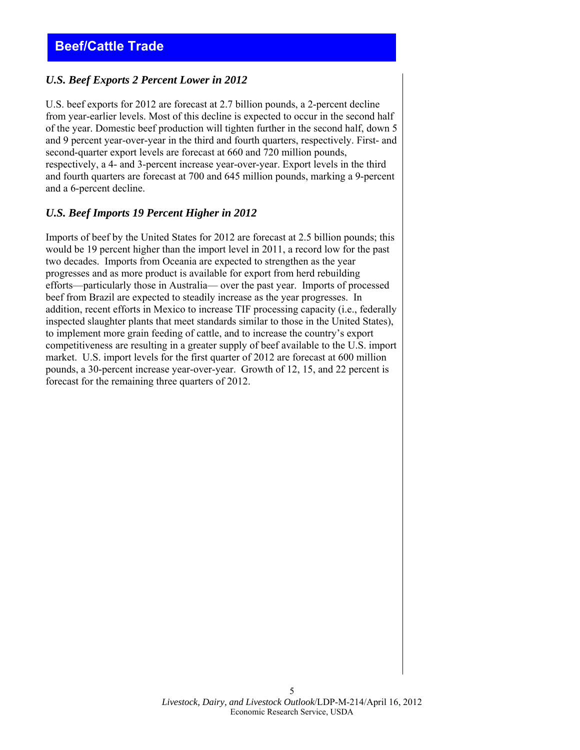# Beef/Cattle Trade

### *U.S. Beef Exports 2 Percent Lower in 2012*

U.S. beef exports for 2012 are forecast at 2.7 billion pounds, a 2-percent decline from year-earlier levels. Most of this decline is expected to occur in the second half of the year. Domestic beef production will tighten further in the second half, down 5 and 9 percent year-over-year in the third and fourth quarters, respectively. First- and second-quarter export levels are forecast at 660 and 720 million pounds, respectively, a 4- and 3-percent increase year-over-year. Export levels in the third and fourth quarters are forecast at 700 and 645 million pounds, marking a 9-percent and a 6-percent decline.

### *U.S. Beef Imports 19 Percent Higher in 2012*

Imports of beef by the United States for 2012 are forecast at 2.5 billion pounds; this would be 19 percent higher than the import level in 2011, a record low for the past two decades. Imports from Oceania are expected to strengthen as the year progresses and as more product is available for export from herd rebuilding efforts—particularly those in Australia— over the past year. Imports of processed beef from Brazil are expected to steadily increase as the year progresses. In addition, recent efforts in Mexico to increase TIF processing capacity (i.e., federally inspected slaughter plants that meet standards similar to those in the United States), to implement more grain feeding of cattle, and to increase the country's export competitiveness are resulting in a greater supply of beef available to the U.S. import market. U.S. import levels for the first quarter of 2012 are forecast at 600 million pounds, a 30-percent increase year-over-year. Growth of 12, 15, and 22 percent is forecast for the remaining three quarters of 2012.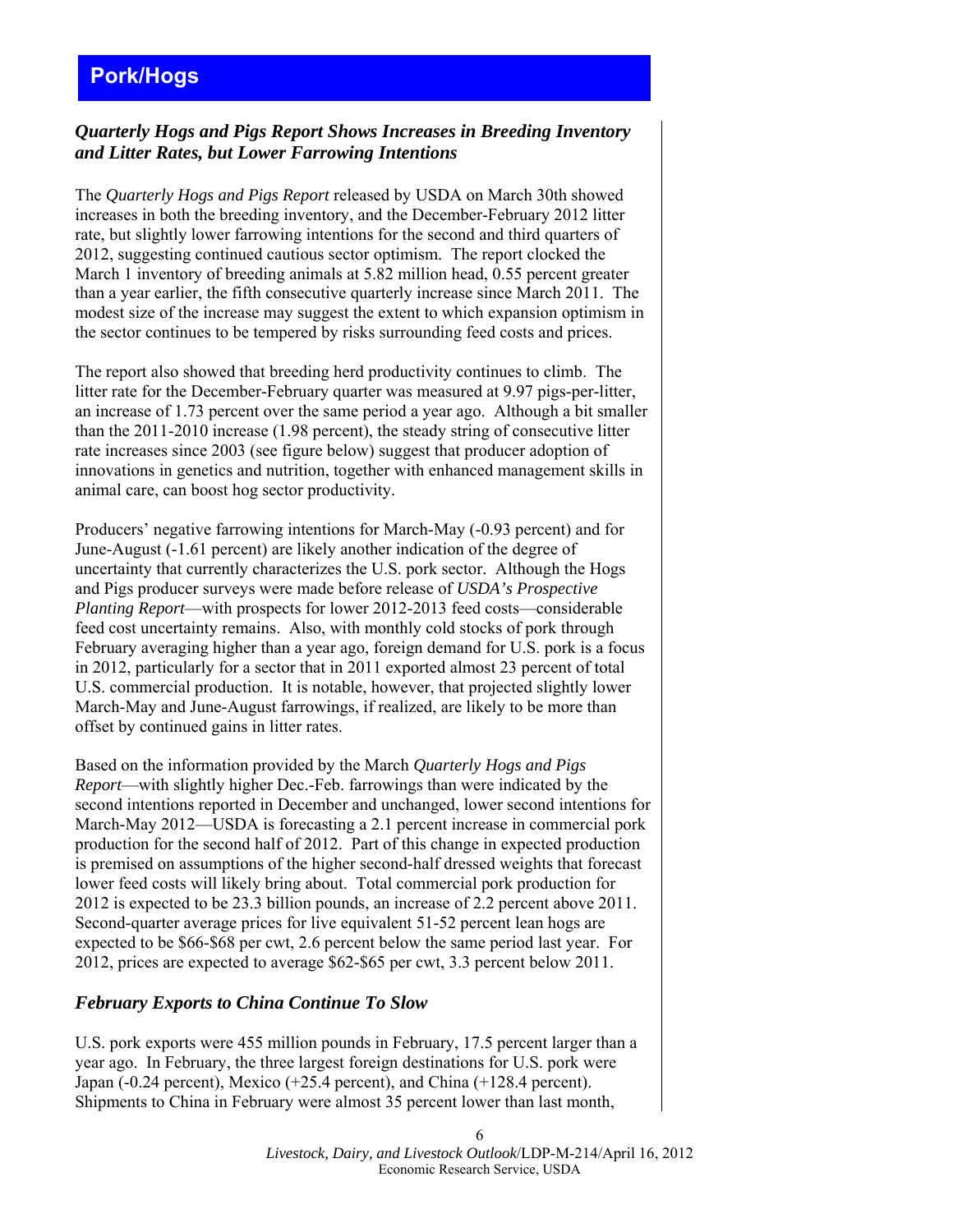# Pork/Hogs

## *Quarterly Hogs and Pigs Report Shows Increases in Breeding Inventory and Litter Rates, but Lower Farrowing Intentions*

The *Quarterly Hogs and Pigs Report* released by USDA on March 30th showed increases in both the breeding inventory, and the December-February 2012 litter rate, but slightly lower farrowing intentions for the second and third quarters of 2012, suggesting continued cautious sector optimism. The report clocked the March 1 inventory of breeding animals at 5.82 million head, 0.55 percent greater than a year earlier, the fifth consecutive quarterly increase since March 2011. The modest size of the increase may suggest the extent to which expansion optimism in the sector continues to be tempered by risks surrounding feed costs and prices.

The report also showed that breeding herd productivity continues to climb. The litter rate for the December-February quarter was measured at 9.97 pigs-per-litter, an increase of 1.73 percent over the same period a year ago. Although a bit smaller than the 2011-2010 increase (1.98 percent), the steady string of consecutive litter rate increases since 2003 (see figure below) suggest that producer adoption of innovations in genetics and nutrition, together with enhanced management skills in animal care, can boost hog sector productivity.

Producers' negative farrowing intentions for March-May (-0.93 percent) and for June-August (-1.61 percent) are likely another indication of the degree of uncertainty that currently characterizes the U.S. pork sector. Although the Hogs and Pigs producer surveys were made before release of *USDA's Prospective Planting Report*—with prospects for lower 2012-2013 feed costs—considerable feed cost uncertainty remains. Also, with monthly cold stocks of pork through February averaging higher than a year ago, foreign demand for U.S. pork is a focus in 2012, particularly for a sector that in 2011 exported almost 23 percent of total U.S. commercial production. It is notable, however, that projected slightly lower March-May and June-August farrowings, if realized, are likely to be more than offset by continued gains in litter rates.

Based on the information provided by the March *Quarterly Hogs and Pigs Report*—with slightly higher Dec.-Feb. farrowings than were indicated by the second intentions reported in December and unchanged, lower second intentions for March-May 2012—USDA is forecasting a 2.1 percent increase in commercial pork production for the second half of 2012. Part of this change in expected production is premised on assumptions of the higher second-half dressed weights that forecast lower feed costs will likely bring about. Total commercial pork production for 2012 is expected to be 23.3 billion pounds, an increase of 2.2 percent above 2011. Second-quarter average prices for live equivalent 51-52 percent lean hogs are expected to be $66-$68 per cwt, 2.6 percent below the same period last year. For 2012, prices are expected to average $62-$65 per cwt, 3.3 percent below 2011.

## *February Exports to China Continue To Slow*

U.S. pork exports were 455 million pounds in February, 17.5 percent larger than a year ago. In February, the three largest foreign destinations for U.S. pork were Japan (-0.24 percent), Mexico (+25.4 percent), and China (+128.4 percent). Shipments to China in February were almost 35 percent lower than last month,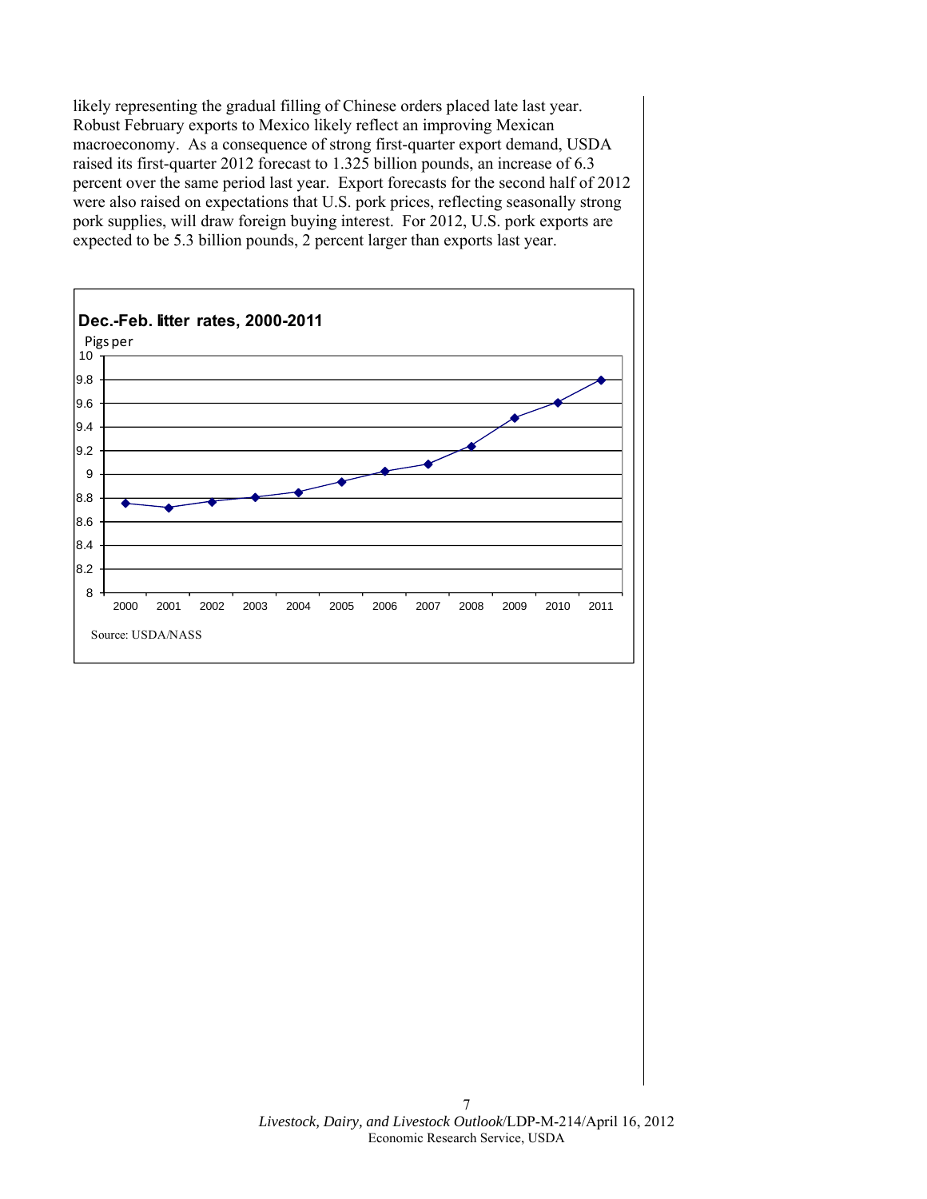likely representing the gradual filling of Chinese orders placed late last year. Robust February exports to Mexico likely reflect an improving Mexican macroeconomy. As a consequence of strong first-quarter export demand, USDA raised its first-quarter 2012 forecast to 1.325 billion pounds, an increase of 6.3 percent over the same period last year. Export forecasts for the second half of 2012 were also raised on expectations that U.S. pork prices, reflecting seasonally strong pork supplies, will draw foreign buying interest. For 2012, U.S. pork exports are expected to be 5.3 billion pounds, 2 percent larger than exports last year.

**Dec.-Feb. litter rates, 2000-2011**

Pigs per

| Year | 2000 | 2001 | 2002 | 2003 | 2004 | 2005 | 2006 | 2007 | 2008 | 2009 | 2010 | 2011 |
|---|---|---|---|---|---|---|---|---|---|---|---|---|

Source: USDA/NASS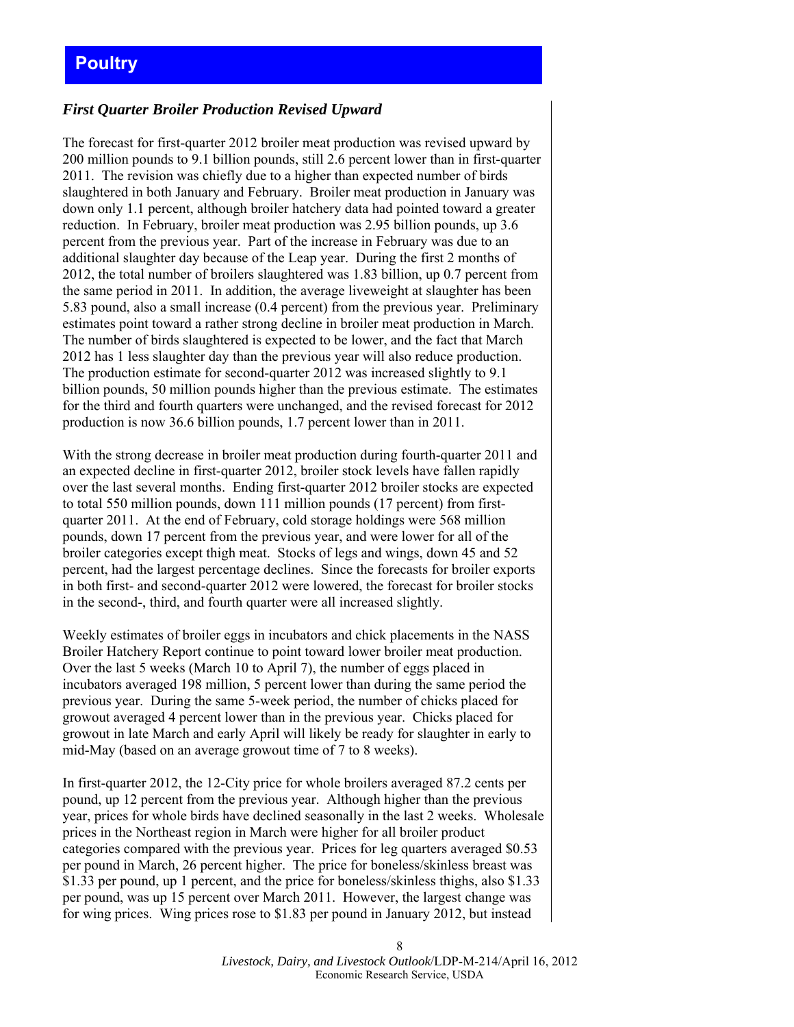# Poultry

### *First Quarter Broiler Production Revised Upward*

The forecast for first-quarter 2012 broiler meat production was revised upward by 200 million pounds to 9.1 billion pounds, still 2.6 percent lower than in first-quarter 2011. The revision was chiefly due to a higher than expected number of birds slaughtered in both January and February. Broiler meat production in January was down only 1.1 percent, although broiler hatchery data had pointed toward a greater reduction. In February, broiler meat production was 2.95 billion pounds, up 3.6 percent from the previous year. Part of the increase in February was due to an additional slaughter day because of the Leap year. During the first 2 months of 2012, the total number of broilers slaughtered was 1.83 billion, up 0.7 percent from the same period in 2011. In addition, the average liveweight at slaughter has been 5.83 pound, also a small increase (0.4 percent) from the previous year. Preliminary estimates point toward a rather strong decline in broiler meat production in March. The number of birds slaughtered is expected to be lower, and the fact that March 2012 has 1 less slaughter day than the previous year will also reduce production. The production estimate for second-quarter 2012 was increased slightly to 9.1 billion pounds, 50 million pounds higher than the previous estimate. The estimates for the third and fourth quarters were unchanged, and the revised forecast for 2012 production is now 36.6 billion pounds, 1.7 percent lower than in 2011.

With the strong decrease in broiler meat production during fourth-quarter 2011 and an expected decline in first-quarter 2012, broiler stock levels have fallen rapidly over the last several months. Ending first-quarter 2012 broiler stocks are expected to total 550 million pounds, down 111 million pounds (17 percent) from first-quarter 2011. At the end of February, cold storage holdings were 568 million pounds, down 17 percent from the previous year, and were lower for all of the broiler categories except thigh meat. Stocks of legs and wings, down 45 and 52 percent, had the largest percentage declines. Since the forecasts for broiler exports in both first- and second-quarter 2012 were lowered, the forecast for broiler stocks in the second-, third, and fourth quarter were all increased slightly.

Weekly estimates of broiler eggs in incubators and chick placements in the NASS Broiler Hatchery Report continue to point toward lower broiler meat production. Over the last 5 weeks (March 10 to April 7), the number of eggs placed in incubators averaged 198 million, 5 percent lower than during the same period the previous year. During the same 5-week period, the number of chicks placed for growout averaged 4 percent lower than in the previous year. Chicks placed for growout in late March and early April will likely be ready for slaughter in early to mid-May (based on an average growout time of 7 to 8 weeks).

In first-quarter 2012, the 12-City price for whole broilers averaged 87.2 cents per pound, up 12 percent from the previous year. Although higher than the previous year, prices for whole birds have declined seasonally in the last 2 weeks. Wholesale prices in the Northeast region in March were higher for all broiler product categories compared with the previous year. Prices for leg quarters averaged $0.53 per pound in March, 26 percent higher. The price for boneless/skinless breast was $1.33 per pound, up 1 percent, and the price for boneless/skinless thighs, also $1.33 per pound, was up 15 percent over March 2011. However, the largest change was for wing prices. Wing prices rose to $1.83 per pound in January 2012, but instead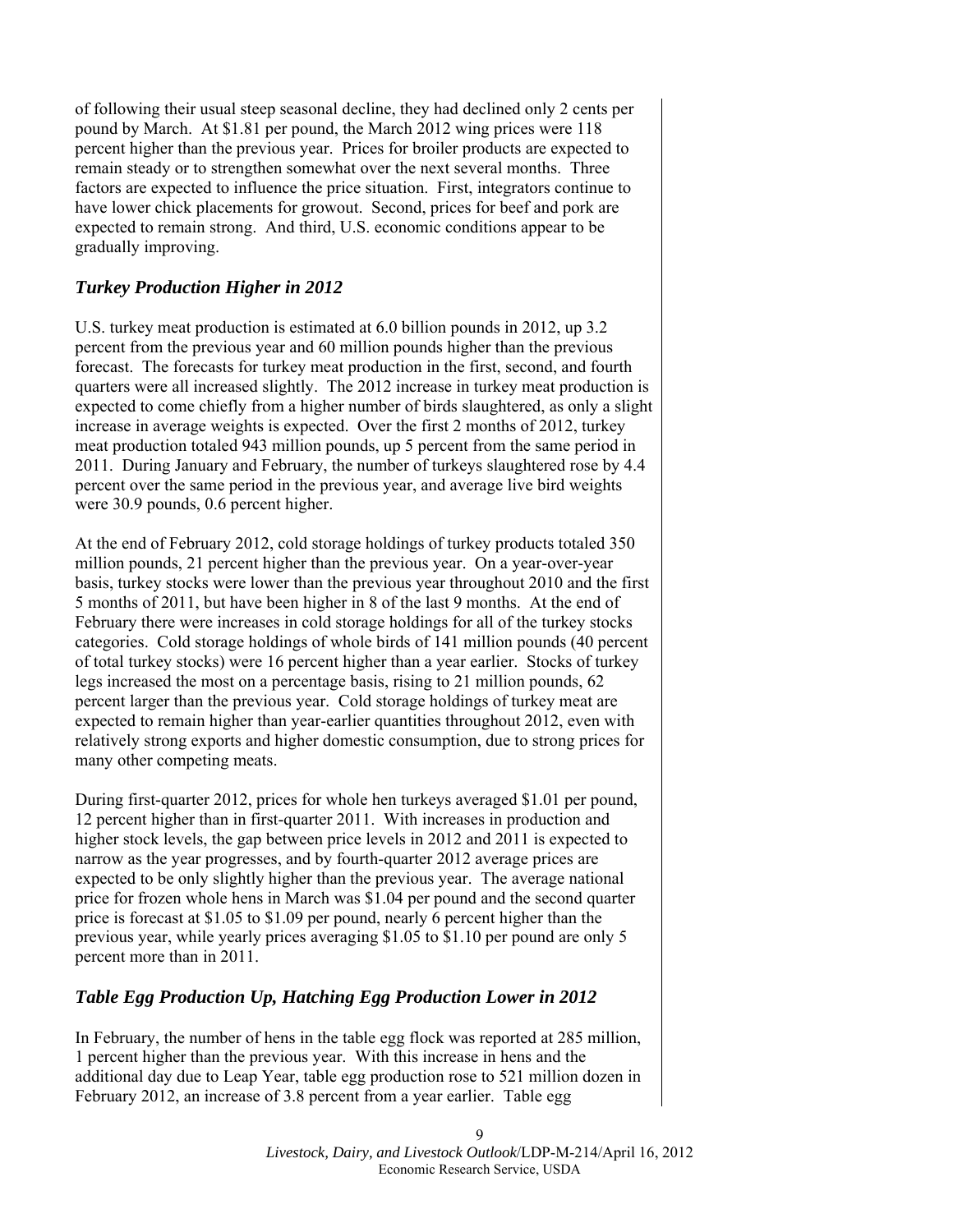of following their usual steep seasonal decline, they had declined only 2 cents per pound by March. At $1.81 per pound, the March 2012 wing prices were 118 percent higher than the previous year. Prices for broiler products are expected to remain steady or to strengthen somewhat over the next several months. Three factors are expected to influence the price situation. First, integrators continue to have lower chick placements for growout. Second, prices for beef and pork are expected to remain strong. And third, U.S. economic conditions appear to be gradually improving.

### *Turkey Production Higher in 2012*

U.S. turkey meat production is estimated at 6.0 billion pounds in 2012, up 3.2 percent from the previous year and 60 million pounds higher than the previous forecast. The forecasts for turkey meat production in the first, second, and fourth quarters were all increased slightly. The 2012 increase in turkey meat production is expected to come chiefly from a higher number of birds slaughtered, as only a slight increase in average weights is expected. Over the first 2 months of 2012, turkey meat production totaled 943 million pounds, up 5 percent from the same period in 2011. During January and February, the number of turkeys slaughtered rose by 4.4 percent over the same period in the previous year, and average live bird weights were 30.9 pounds, 0.6 percent higher.

At the end of February 2012, cold storage holdings of turkey products totaled 350 million pounds, 21 percent higher than the previous year. On a year-over-year basis, turkey stocks were lower than the previous year throughout 2010 and the first 5 months of 2011, but have been higher in 8 of the last 9 months. At the end of February there were increases in cold storage holdings for all of the turkey stocks categories. Cold storage holdings of whole birds of 141 million pounds (40 percent of total turkey stocks) were 16 percent higher than a year earlier. Stocks of turkey legs increased the most on a percentage basis, rising to 21 million pounds, 62 percent larger than the previous year. Cold storage holdings of turkey meat are expected to remain higher than year-earlier quantities throughout 2012, even with relatively strong exports and higher domestic consumption, due to strong prices for many other competing meats.

During first-quarter 2012, prices for whole hen turkeys averaged $1.01 per pound, 12 percent higher than in first-quarter 2011. With increases in production and higher stock levels, the gap between price levels in 2012 and 2011 is expected to narrow as the year progresses, and by fourth-quarter 2012 average prices are expected to be only slightly higher than the previous year. The average national price for frozen whole hens in March was $1.04 per pound and the second quarter price is forecast at $1.05 to $1.09 per pound, nearly 6 percent higher than the previous year, while yearly prices averaging $1.05 to $1.10 per pound are only 5 percent more than in 2011.

### *Table Egg Production Up, Hatching Egg Production Lower in 2012*

In February, the number of hens in the table egg flock was reported at 285 million, 1 percent higher than the previous year. With this increase in hens and the additional day due to Leap Year, table egg production rose to 521 million dozen in February 2012, an increase of 3.8 percent from a year earlier. Table egg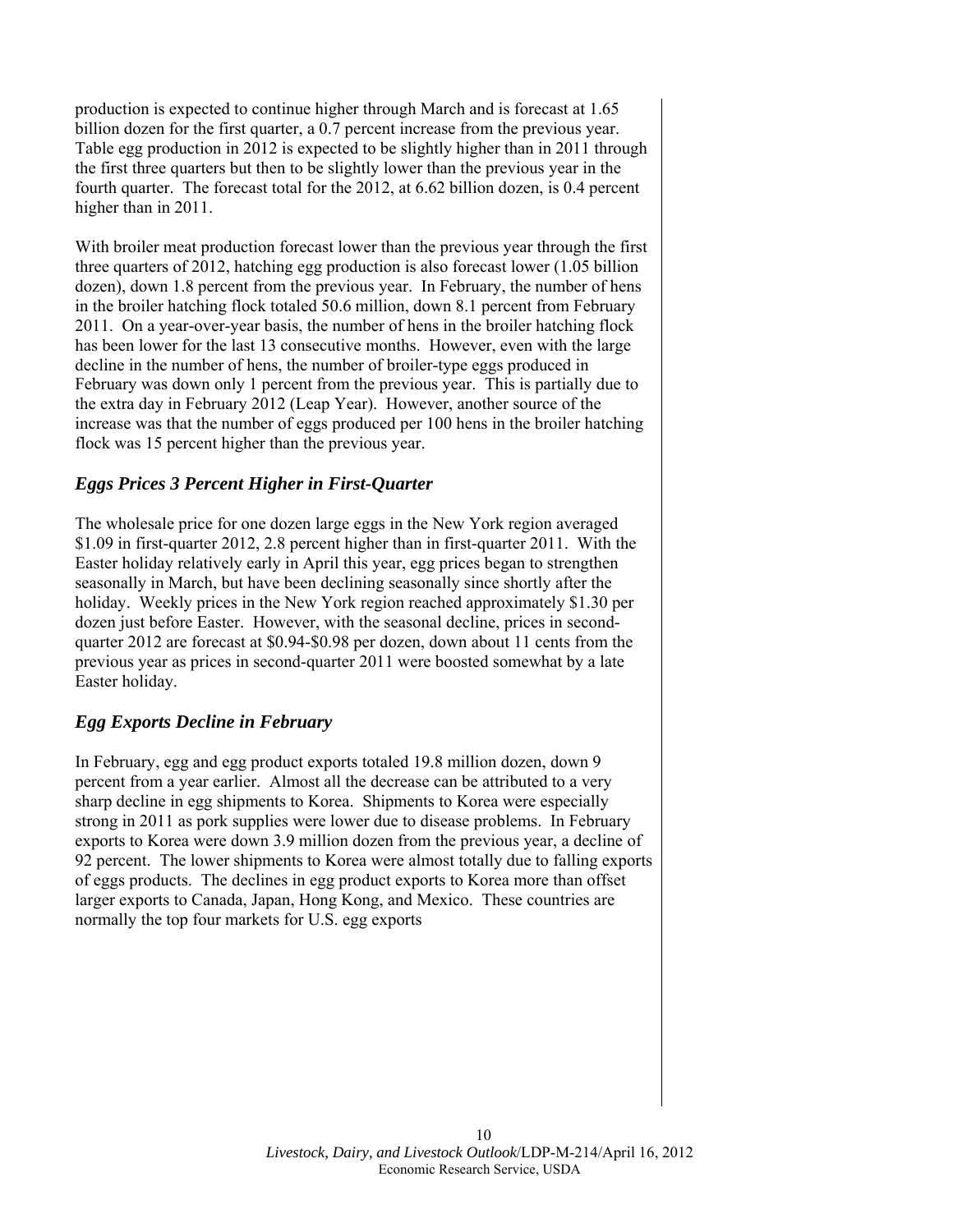production is expected to continue higher through March and is forecast at 1.65 billion dozen for the first quarter, a 0.7 percent increase from the previous year. Table egg production in 2012 is expected to be slightly higher than in 2011 through the first three quarters but then to be slightly lower than the previous year in the fourth quarter. The forecast total for the 2012, at 6.62 billion dozen, is 0.4 percent higher than in 2011.

With broiler meat production forecast lower than the previous year through the first three quarters of 2012, hatching egg production is also forecast lower (1.05 billion dozen), down 1.8 percent from the previous year. In February, the number of hens in the broiler hatching flock totaled 50.6 million, down 8.1 percent from February 2011. On a year-over-year basis, the number of hens in the broiler hatching flock has been lower for the last 13 consecutive months. However, even with the large decline in the number of hens, the number of broiler-type eggs produced in February was down only 1 percent from the previous year. This is partially due to the extra day in February 2012 (Leap Year). However, another source of the increase was that the number of eggs produced per 100 hens in the broiler hatching flock was 15 percent higher than the previous year.

### *Eggs Prices 3 Percent Higher in First-Quarter*

The wholesale price for one dozen large eggs in the New York region averaged $1.09 in first-quarter 2012, 2.8 percent higher than in first-quarter 2011. With the Easter holiday relatively early in April this year, egg prices began to strengthen seasonally in March, but have been declining seasonally since shortly after the holiday. Weekly prices in the New York region reached approximately $1.30 per dozen just before Easter. However, with the seasonal decline, prices in second-quarter 2012 are forecast at $0.94-$0.98 per dozen, down about 11 cents from the previous year as prices in second-quarter 2011 were boosted somewhat by a late Easter holiday.

### *Egg Exports Decline in February*

In February, egg and egg product exports totaled 19.8 million dozen, down 9 percent from a year earlier. Almost all the decrease can be attributed to a very sharp decline in egg shipments to Korea. Shipments to Korea were especially strong in 2011 as pork supplies were lower due to disease problems. In February exports to Korea were down 3.9 million dozen from the previous year, a decline of 92 percent. The lower shipments to Korea were almost totally due to falling exports of eggs products. The declines in egg product exports to Korea more than offset larger exports to Canada, Japan, Hong Kong, and Mexico. These countries are normally the top four markets for U.S. egg exports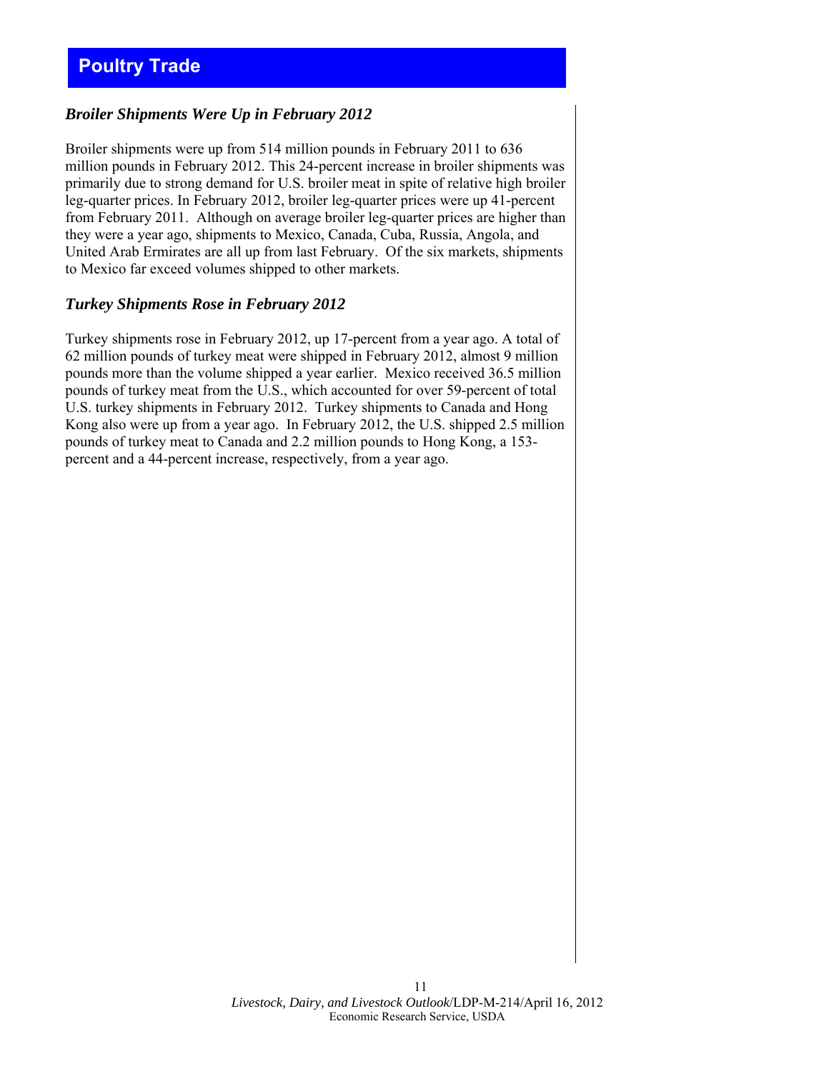# Poultry Trade

### *Broiler Shipments Were Up in February 2012*

Broiler shipments were up from 514 million pounds in February 2011 to 636 million pounds in February 2012. This 24-percent increase in broiler shipments was primarily due to strong demand for U.S. broiler meat in spite of relative high broiler leg-quarter prices. In February 2012, broiler leg-quarter prices were up 41-percent from February 2011. Although on average broiler leg-quarter prices are higher than they were a year ago, shipments to Mexico, Canada, Cuba, Russia, Angola, and United Arab Ermirates are all up from last February. Of the six markets, shipments to Mexico far exceed volumes shipped to other markets.

### *Turkey Shipments Rose in February 2012*

Turkey shipments rose in February 2012, up 17-percent from a year ago. A total of 62 million pounds of turkey meat were shipped in February 2012, almost 9 million pounds more than the volume shipped a year earlier. Mexico received 36.5 million pounds of turkey meat from the U.S., which accounted for over 59-percent of total U.S. turkey shipments in February 2012. Turkey shipments to Canada and Hong Kong also were up from a year ago. In February 2012, the U.S. shipped 2.5 million pounds of turkey meat to Canada and 2.2 million pounds to Hong Kong, a 153-percent and a 44-percent increase, respectively, from a year ago.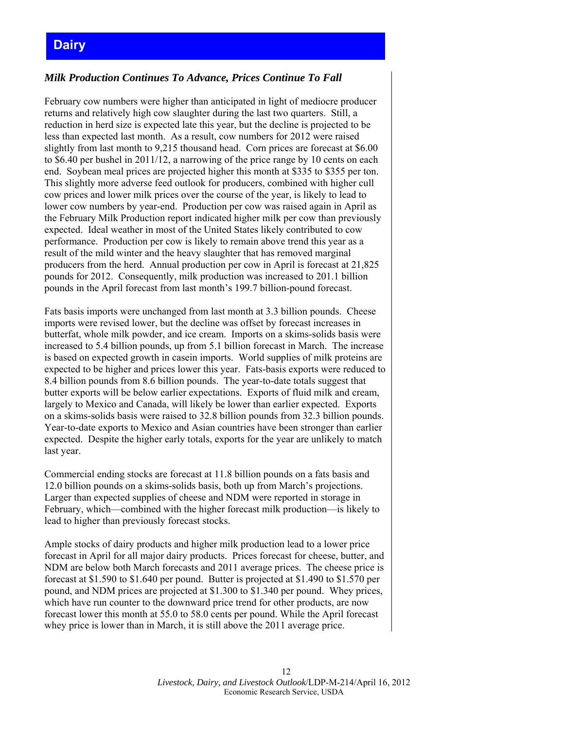# Dairy

### *Milk Production Continues To Advance, Prices Continue To Fall*

February cow numbers were higher than anticipated in light of mediocre producer returns and relatively high cow slaughter during the last two quarters. Still, a reduction in herd size is expected late this year, but the decline is projected to be less than expected last month. As a result, cow numbers for 2012 were raised slightly from last month to 9,215 thousand head. Corn prices are forecast at $6.00 to $6.40 per bushel in 2011/12, a narrowing of the price range by 10 cents on each end. Soybean meal prices are projected higher this month at $335 to $355 per ton. This slightly more adverse feed outlook for producers, combined with higher cull cow prices and lower milk prices over the course of the year, is likely to lead to lower cow numbers by year-end. Production per cow was raised again in April as the February Milk Production report indicated higher milk per cow than previously expected. Ideal weather in most of the United States likely contributed to cow performance. Production per cow is likely to remain above trend this year as a result of the mild winter and the heavy slaughter that has removed marginal producers from the herd. Annual production per cow in April is forecast at 21,825 pounds for 2012. Consequently, milk production was increased to 201.1 billion pounds in the April forecast from last month's 199.7 billion-pound forecast.

Fats basis imports were unchanged from last month at 3.3 billion pounds. Cheese imports were revised lower, but the decline was offset by forecast increases in butterfat, whole milk powder, and ice cream. Imports on a skims-solids basis were increased to 5.4 billion pounds, up from 5.1 billion forecast in March. The increase is based on expected growth in casein imports. World supplies of milk proteins are expected to be higher and prices lower this year. Fats-basis exports were reduced to 8.4 billion pounds from 8.6 billion pounds. The year-to-date totals suggest that butter exports will be below earlier expectations. Exports of fluid milk and cream, largely to Mexico and Canada, will likely be lower than earlier expected. Exports on a skims-solids basis were raised to 32.8 billion pounds from 32.3 billion pounds. Year-to-date exports to Mexico and Asian countries have been stronger than earlier expected. Despite the higher early totals, exports for the year are unlikely to match last year.

Commercial ending stocks are forecast at 11.8 billion pounds on a fats basis and 12.0 billion pounds on a skims-solids basis, both up from March's projections. Larger than expected supplies of cheese and NDM were reported in storage in February, which—combined with the higher forecast milk production—is likely to lead to higher than previously forecast stocks.

Ample stocks of dairy products and higher milk production lead to a lower price forecast in April for all major dairy products. Prices forecast for cheese, butter, and NDM are below both March forecasts and 2011 average prices. The cheese price is forecast at $1.590 to $1.640 per pound. Butter is projected at $1.490 to $1.570 per pound, and NDM prices are projected at $1.300 to $1.340 per pound. Whey prices, which have run counter to the downward price trend for other products, are now forecast lower this month at 55.0 to 58.0 cents per pound. While the April forecast whey price is lower than in March, it is still above the 2011 average price.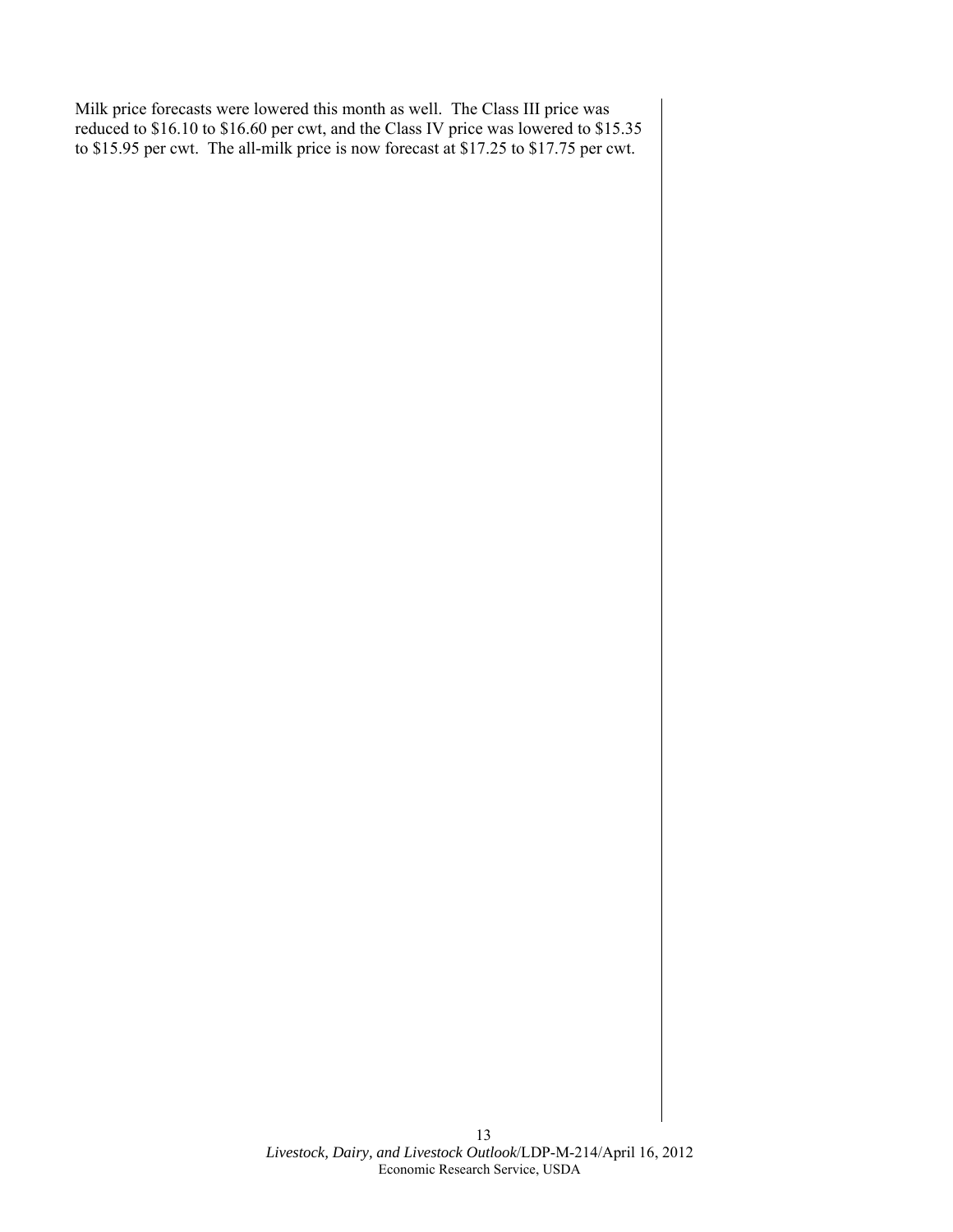Milk price forecasts were lowered this month as well. The Class III price was reduced to $16.10 to $16.60 per cwt, and the Class IV price was lowered to $15.35 to $15.95 per cwt. The all-milk price is now forecast at $17.25 to $17.75 per cwt.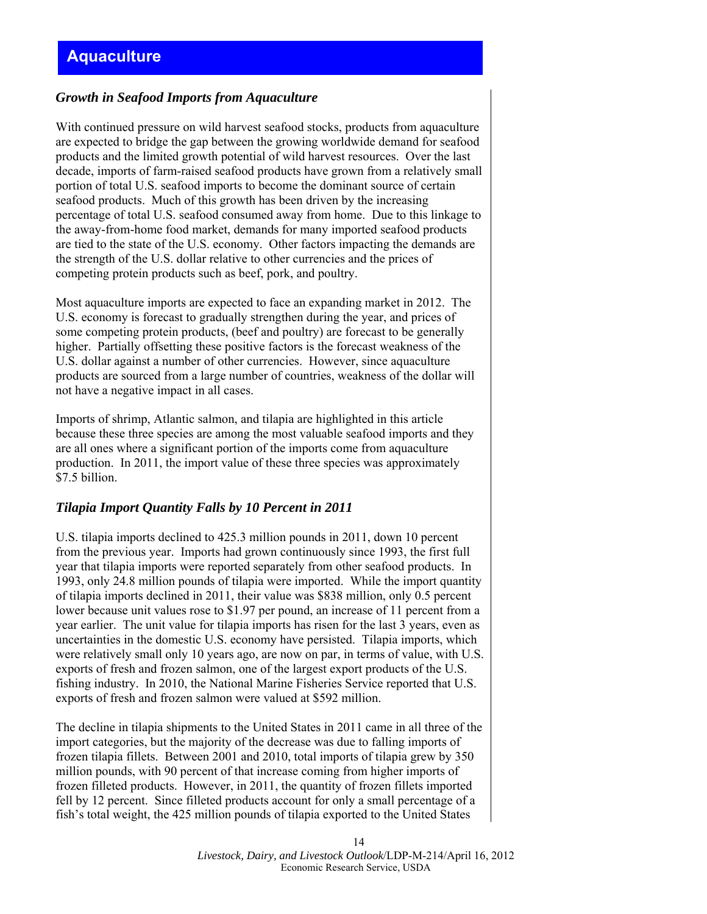# Aquaculture

## *Growth in Seafood Imports from Aquaculture*

With continued pressure on wild harvest seafood stocks, products from aquaculture are expected to bridge the gap between the growing worldwide demand for seafood products and the limited growth potential of wild harvest resources. Over the last decade, imports of farm-raised seafood products have grown from a relatively small portion of total U.S. seafood imports to become the dominant source of certain seafood products. Much of this growth has been driven by the increasing percentage of total U.S. seafood consumed away from home. Due to this linkage to the away-from-home food market, demands for many imported seafood products are tied to the state of the U.S. economy. Other factors impacting the demands are the strength of the U.S. dollar relative to other currencies and the prices of competing protein products such as beef, pork, and poultry.

Most aquaculture imports are expected to face an expanding market in 2012. The U.S. economy is forecast to gradually strengthen during the year, and prices of some competing protein products, (beef and poultry) are forecast to be generally higher. Partially offsetting these positive factors is the forecast weakness of the U.S. dollar against a number of other currencies. However, since aquaculture products are sourced from a large number of countries, weakness of the dollar will not have a negative impact in all cases.

Imports of shrimp, Atlantic salmon, and tilapia are highlighted in this article because these three species are among the most valuable seafood imports and they are all ones where a significant portion of the imports come from aquaculture production. In 2011, the import value of these three species was approximately $7.5 billion.

## *Tilapia Import Quantity Falls by 10 Percent in 2011*

U.S. tilapia imports declined to 425.3 million pounds in 2011, down 10 percent from the previous year. Imports had grown continuously since 1993, the first full year that tilapia imports were reported separately from other seafood products. In 1993, only 24.8 million pounds of tilapia were imported. While the import quantity of tilapia imports declined in 2011, their value was $838 million, only 0.5 percent lower because unit values rose to $1.97 per pound, an increase of 11 percent from a year earlier. The unit value for tilapia imports has risen for the last 3 years, even as uncertainties in the domestic U.S. economy have persisted. Tilapia imports, which were relatively small only 10 years ago, are now on par, in terms of value, with U.S. exports of fresh and frozen salmon, one of the largest export products of the U.S. fishing industry. In 2010, the National Marine Fisheries Service reported that U.S. exports of fresh and frozen salmon were valued at $592 million.

The decline in tilapia shipments to the United States in 2011 came in all three of the import categories, but the majority of the decrease was due to falling imports of frozen tilapia fillets. Between 2001 and 2010, total imports of tilapia grew by 350 million pounds, with 90 percent of that increase coming from higher imports of frozen filleted products. However, in 2011, the quantity of frozen fillets imported fell by 12 percent. Since filleted products account for only a small percentage of a fish's total weight, the 425 million pounds of tilapia exported to the United States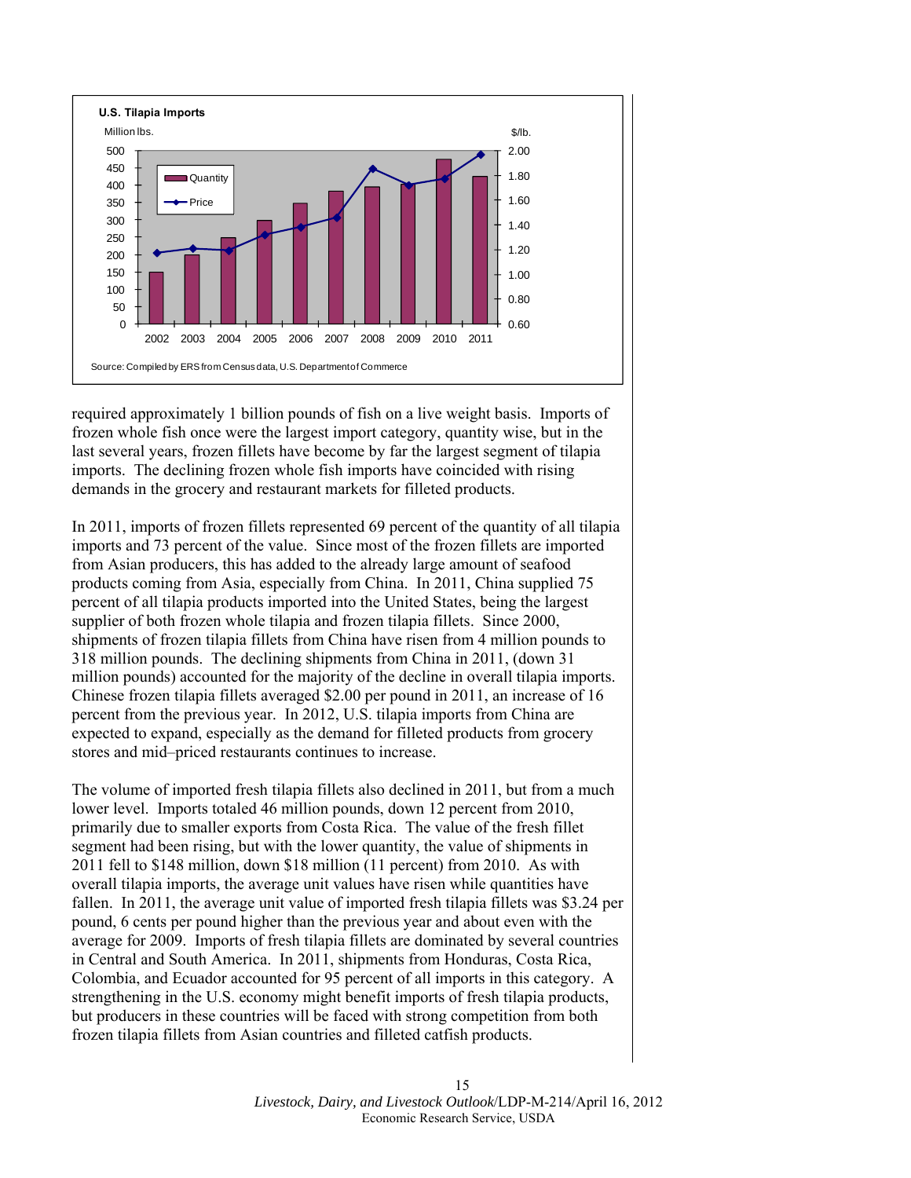**U.S. Tilapia Imports**

Source: Compiled by ERS from Census data, U.S. Department of Commerce

required approximately 1 billion pounds of fish on a live weight basis. Imports of frozen whole fish once were the largest import category, quantity wise, but in the last several years, frozen fillets have become by far the largest segment of tilapia imports. The declining frozen whole fish imports have coincided with rising demands in the grocery and restaurant markets for filleted products.

In 2011, imports of frozen fillets represented 69 percent of the quantity of all tilapia imports and 73 percent of the value. Since most of the frozen fillets are imported from Asian producers, this has added to the already large amount of seafood products coming from Asia, especially from China. In 2011, China supplied 75 percent of all tilapia products imported into the United States, being the largest supplier of both frozen whole tilapia and frozen tilapia fillets. Since 2000, shipments of frozen tilapia fillets from China have risen from 4 million pounds to 318 million pounds. The declining shipments from China in 2011, (down 31 million pounds) accounted for the majority of the decline in overall tilapia imports. Chinese frozen tilapia fillets averaged $2.00 per pound in 2011, an increase of 16 percent from the previous year. In 2012, U.S. tilapia imports from China are expected to expand, especially as the demand for filleted products from grocery stores and mid–priced restaurants continues to increase.

The volume of imported fresh tilapia fillets also declined in 2011, but from a much lower level. Imports totaled 46 million pounds, down 12 percent from 2010, primarily due to smaller exports from Costa Rica. The value of the fresh fillet segment had been rising, but with the lower quantity, the value of shipments in 2011 fell to $148 million, down $18 million (11 percent) from 2010. As with overall tilapia imports, the average unit values have risen while quantities have fallen. In 2011, the average unit value of imported fresh tilapia fillets was $3.24 per pound, 6 cents per pound higher than the previous year and about even with the average for 2009. Imports of fresh tilapia fillets are dominated by several countries in Central and South America. In 2011, shipments from Honduras, Costa Rica, Colombia, and Ecuador accounted for 95 percent of all imports in this category. A strengthening in the U.S. economy might benefit imports of fresh tilapia products, but producers in these countries will be faced with strong competition from both frozen tilapia fillets from Asian countries and filleted catfish products.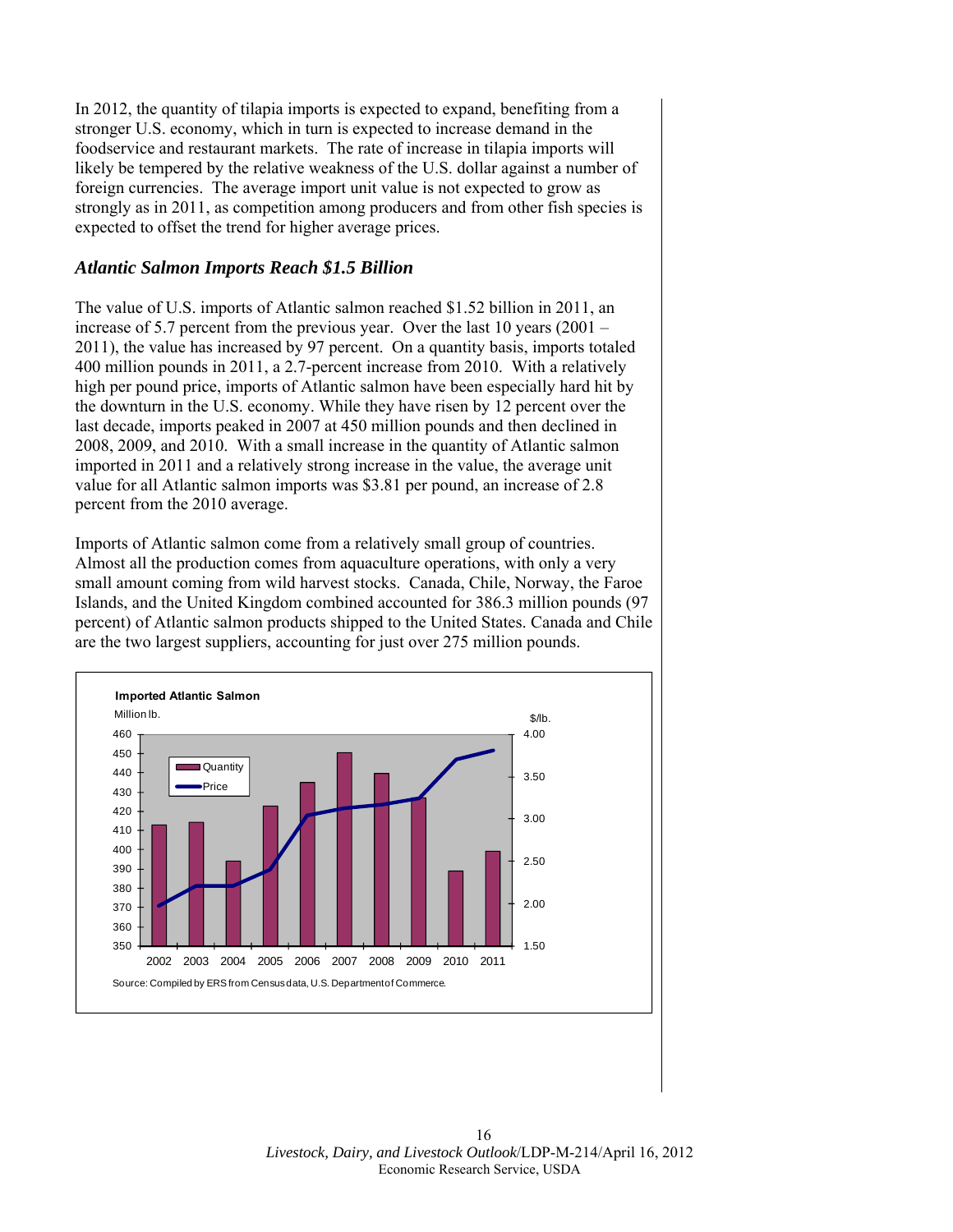In 2012, the quantity of tilapia imports is expected to expand, benefiting from a stronger U.S. economy, which in turn is expected to increase demand in the foodservice and restaurant markets. The rate of increase in tilapia imports will likely be tempered by the relative weakness of the U.S. dollar against a number of foreign currencies. The average import unit value is not expected to grow as strongly as in 2011, as competition among producers and from other fish species is expected to offset the trend for higher average prices.

### *Atlantic Salmon Imports Reach $1.5 Billion*

The value of U.S. imports of Atlantic salmon reached $1.52 billion in 2011, an increase of 5.7 percent from the previous year. Over the last 10 years (2001 – 2011), the value has increased by 97 percent. On a quantity basis, imports totaled 400 million pounds in 2011, a 2.7-percent increase from 2010. With a relatively high per pound price, imports of Atlantic salmon have been especially hard hit by the downturn in the U.S. economy. While they have risen by 12 percent over the last decade, imports peaked in 2007 at 450 million pounds and then declined in 2008, 2009, and 2010. With a small increase in the quantity of Atlantic salmon imported in 2011 and a relatively strong increase in the value, the average unit value for all Atlantic salmon imports was $3.81 per pound, an increase of 2.8 percent from the 2010 average.

Imports of Atlantic salmon come from a relatively small group of countries. Almost all the production comes from aquaculture operations, with only a very small amount coming from wild harvest stocks. Canada, Chile, Norway, the Faroe Islands, and the United Kingdom combined accounted for 386.3 million pounds (97 percent) of Atlantic salmon products shipped to the United States. Canada and Chile are the two largest suppliers, accounting for just over 275 million pounds.

**Imported Atlantic Salmon**

Source: Compiled by ERS from Census data, U.S. Department of Commerce.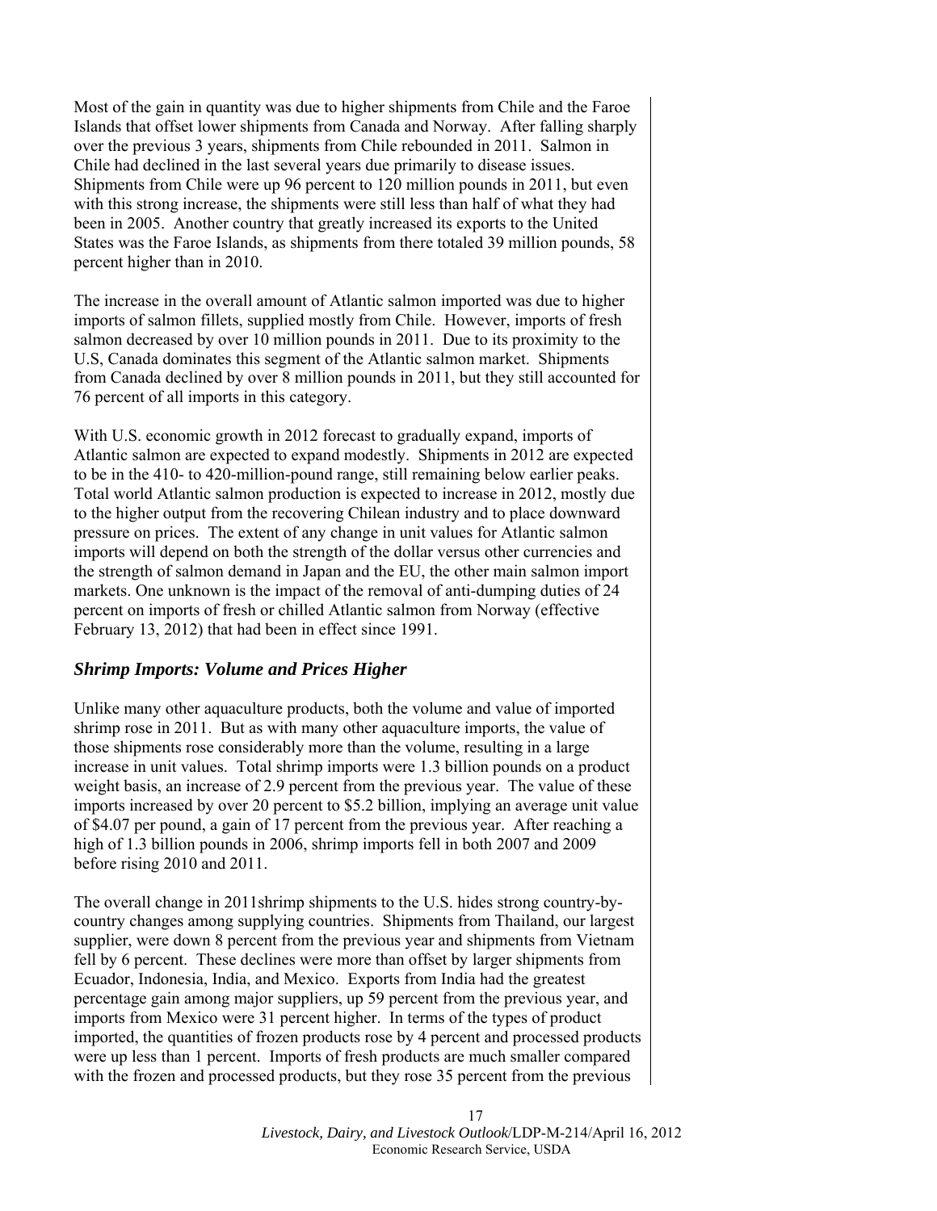Most of the gain in quantity was due to higher shipments from Chile and the Faroe Islands that offset lower shipments from Canada and Norway. After falling sharply over the previous 3 years, shipments from Chile rebounded in 2011. Salmon in Chile had declined in the last several years due primarily to disease issues. Shipments from Chile were up 96 percent to 120 million pounds in 2011, but even with this strong increase, the shipments were still less than half of what they had been in 2005. Another country that greatly increased its exports to the United States was the Faroe Islands, as shipments from there totaled 39 million pounds, 58 percent higher than in 2010.

The increase in the overall amount of Atlantic salmon imported was due to higher imports of salmon fillets, supplied mostly from Chile. However, imports of fresh salmon decreased by over 10 million pounds in 2011. Due to its proximity to the U.S, Canada dominates this segment of the Atlantic salmon market. Shipments from Canada declined by over 8 million pounds in 2011, but they still accounted for 76 percent of all imports in this category.

With U.S. economic growth in 2012 forecast to gradually expand, imports of Atlantic salmon are expected to expand modestly. Shipments in 2012 are expected to be in the 410- to 420-million-pound range, still remaining below earlier peaks. Total world Atlantic salmon production is expected to increase in 2012, mostly due to the higher output from the recovering Chilean industry and to place downward pressure on prices. The extent of any change in unit values for Atlantic salmon imports will depend on both the strength of the dollar versus other currencies and the strength of salmon demand in Japan and the EU, the other main salmon import markets. One unknown is the impact of the removal of anti-dumping duties of 24 percent on imports of fresh or chilled Atlantic salmon from Norway (effective February 13, 2012) that had been in effect since 1991.

## *Shrimp Imports: Volume and Prices Higher*

Unlike many other aquaculture products, both the volume and value of imported shrimp rose in 2011. But as with many other aquaculture imports, the value of those shipments rose considerably more than the volume, resulting in a large increase in unit values. Total shrimp imports were 1.3 billion pounds on a product weight basis, an increase of 2.9 percent from the previous year. The value of these imports increased by over 20 percent to $5.2 billion, implying an average unit value of $4.07 per pound, a gain of 17 percent from the previous year. After reaching a high of 1.3 billion pounds in 2006, shrimp imports fell in both 2007 and 2009 before rising 2010 and 2011.

The overall change in 2011shrimp shipments to the U.S. hides strong country-by-country changes among supplying countries. Shipments from Thailand, our largest supplier, were down 8 percent from the previous year and shipments from Vietnam fell by 6 percent. These declines were more than offset by larger shipments from Ecuador, Indonesia, India, and Mexico. Exports from India had the greatest percentage gain among major suppliers, up 59 percent from the previous year, and imports from Mexico were 31 percent higher. In terms of the types of product imported, the quantities of frozen products rose by 4 percent and processed products were up less than 1 percent. Imports of fresh products are much smaller compared with the frozen and processed products, but they rose 35 percent from the previous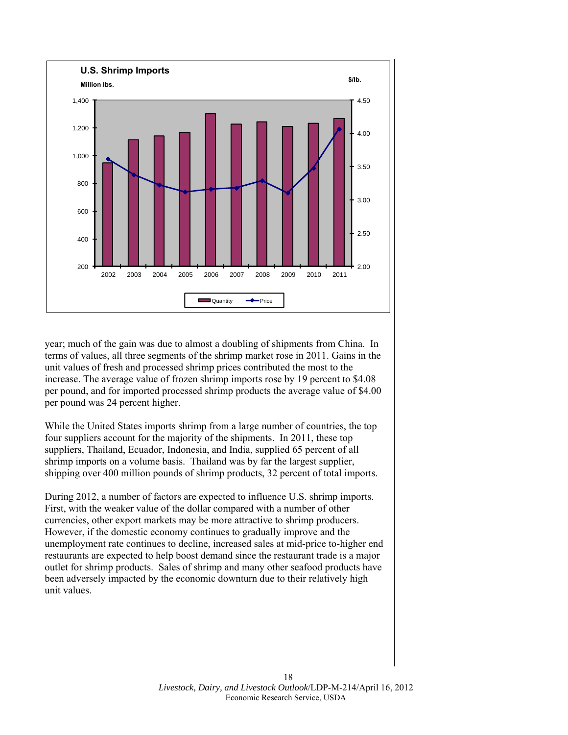**U.S. Shrimp Imports**

year; much of the gain was due to almost a doubling of shipments from China. In terms of values, all three segments of the shrimp market rose in 2011. Gains in the unit values of fresh and processed shrimp prices contributed the most to the increase. The average value of frozen shrimp imports rose by 19 percent to $4.08 per pound, and for imported processed shrimp products the average value of $4.00 per pound was 24 percent higher.

While the United States imports shrimp from a large number of countries, the top four suppliers account for the majority of the shipments. In 2011, these top suppliers, Thailand, Ecuador, Indonesia, and India, supplied 65 percent of all shrimp imports on a volume basis. Thailand was by far the largest supplier, shipping over 400 million pounds of shrimp products, 32 percent of total imports.

During 2012, a number of factors are expected to influence U.S. shrimp imports. First, with the weaker value of the dollar compared with a number of other currencies, other export markets may be more attractive to shrimp producers. However, if the domestic economy continues to gradually improve and the unemployment rate continues to decline, increased sales at mid-price to-higher end restaurants are expected to help boost demand since the restaurant trade is a major outlet for shrimp products. Sales of shrimp and many other seafood products have been adversely impacted by the economic downturn due to their relatively high unit values.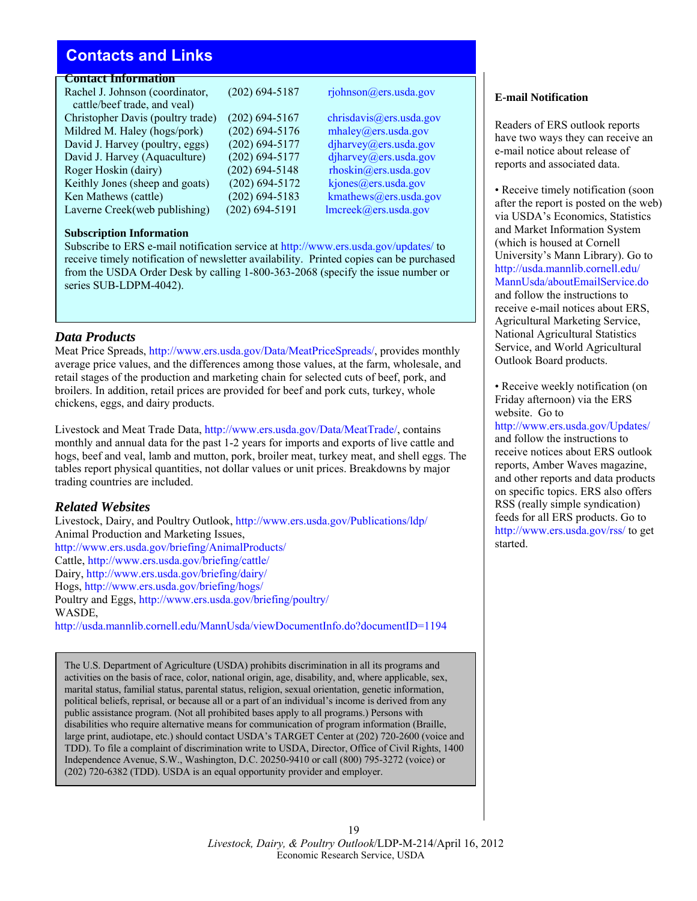# Contacts and Links

### Contact Information

| Name | Phone | Email |
| --- | --- | --- |
| Rachel J. Johnson (coordinator, cattle/beef trade, and veal) | (202) 694-5187 | rjohnson@ers.usda.gov |
| Christopher Davis (poultry trade) | (202) 694-5167 | chrisdavis@ers.usda.gov |
| Mildred M. Haley (hogs/pork) | (202) 694-5176 | mhaley@ers.usda.gov |
| David J. Harvey (poultry, eggs) | (202) 694-5177 | djharvey@ers.usda.gov |
| David J. Harvey (Aquaculture) | (202) 694-5177 | djharvey@ers.usda.gov |
| Roger Hoskin (dairy) | (202) 694-5148 | rhoskin@ers.usda.gov |
| Keithly Jones (sheep and goats) | (202) 694-5172 | kjones@ers.usda.gov |
| Ken Mathews (cattle) | (202) 694-5183 | kmathews@ers.usda.gov |
| Laverne Creek(web publishing) | (202) 694-5191 | lmcreek@ers.usda.gov |

### Subscription Information

Subscribe to ERS e-mail notification service at http://www.ers.usda.gov/updates/ to receive timely notification of newsletter availability. Printed copies can be purchased from the USDA Order Desk by calling 1-800-363-2068 (specify the issue number or series SUB-LDPM-4042).

## *Data Products*

Meat Price Spreads, http://www.ers.usda.gov/Data/MeatPriceSpreads/, provides monthly average price values, and the differences among those values, at the farm, wholesale, and retail stages of the production and marketing chain for selected cuts of beef, pork, and broilers. In addition, retail prices are provided for beef and pork cuts, turkey, whole chickens, eggs, and dairy products.

Livestock and Meat Trade Data, http://www.ers.usda.gov/Data/MeatTrade/, contains monthly and annual data for the past 1-2 years for imports and exports of live cattle and hogs, beef and veal, lamb and mutton, pork, broiler meat, turkey meat, and shell eggs. The tables report physical quantities, not dollar values or unit prices. Breakdowns by major trading countries are included.

## *Related Websites*

Livestock, Dairy, and Poultry Outlook, http://www.ers.usda.gov/Publications/ldp/
Animal Production and Marketing Issues, http://www.ers.usda.gov/briefing/AnimalProducts/
Cattle, http://www.ers.usda.gov/briefing/cattle/
Dairy, http://www.ers.usda.gov/briefing/dairy/
Hogs, http://www.ers.usda.gov/briefing/hogs/
Poultry and Eggs, http://www.ers.usda.gov/briefing/poultry/
WASDE, http://usda.mannlib.cornell.edu/MannUsda/viewDocumentInfo.do?documentID=1194

The U.S. Department of Agriculture (USDA) prohibits discrimination in all its programs and activities on the basis of race, color, national origin, age, disability, and, where applicable, sex, marital status, familial status, parental status, religion, sexual orientation, genetic information, political beliefs, reprisal, or because all or a part of an individual's income is derived from any public assistance program. (Not all prohibited bases apply to all programs.) Persons with disabilities who require alternative means for communication of program information (Braille, large print, audiotape, etc.) should contact USDA's TARGET Center at (202) 720-2600 (voice and TDD). To file a complaint of discrimination write to USDA, Director, Office of Civil Rights, 1400 Independence Avenue, S.W., Washington, D.C. 20250-9410 or call (800) 795-3272 (voice) or (202) 720-6382 (TDD). USDA is an equal opportunity provider and employer.

### E-mail Notification

Readers of ERS outlook reports have two ways they can receive an e-mail notice about release of reports and associated data.

- Receive timely notification (soon after the report is posted on the web) via USDA's Economics, Statistics and Market Information System (which is housed at Cornell University's Mann Library). Go to http://usda.mannlib.cornell.edu/MannUsda/aboutEmailService.do and follow the instructions to receive e-mail notices about ERS, Agricultural Marketing Service, National Agricultural Statistics Service, and World Agricultural Outlook Board products.

- Receive weekly notification (on Friday afternoon) via the ERS website. Go to http://www.ers.usda.gov/Updates/ and follow the instructions to receive notices about ERS outlook reports, Amber Waves magazine, and other reports and data products on specific topics. ERS also offers RSS (really simple syndication) feeds for all ERS products. Go to http://www.ers.usda.gov/rss/ to get started.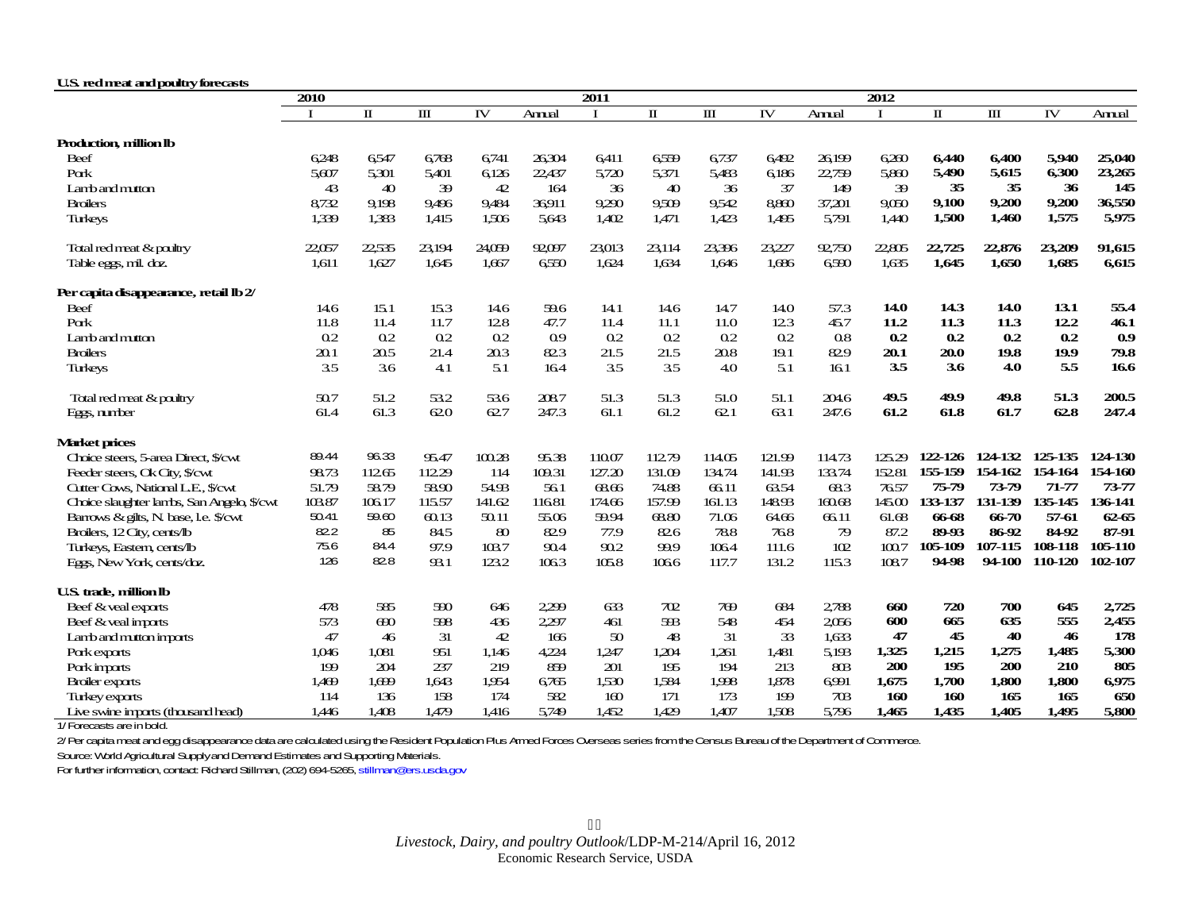**U.S. red meat and poultry forecasts**

| | 2010 | | | | | 2011 | | | | | 2012 | | | | |
|---|---|---|---|---|---|---|---|---|---|---|---|---|---|---|---|
| | I | II | III | IV | Annual | I | II | III | IV | Annual | I | II | III | IV | Annual |
| **Production, million lb** | | | | | | | | | | | | | | | |
| Beef | 6,248 | 6,547 | 6,768 | 6,741 | 26,304 | 6,411 | 6,559 | 6,737 | 6,492 | 26,199 | 6,260 | **6,440** | **6,400** | **5,940** | **25,040** |
| Pork | 5,607 | 5,301 | 5,401 | 6,126 | 22,437 | 5,720 | 5,371 | 5,483 | 6,186 | 22,759 | 5,860 | **5,490** | **5,615** | **6,300** | **23,265** |
| Lamb and mutton | 43 | 40 | 39 | 42 | 164 | 36 | 40 | 36 | 37 | 149 | 39 | **35** | **35** | **36** | **145** |
| Broilers | 8,732 | 9,198 | 9,496 | 9,484 | 36,911 | 9,290 | 9,509 | 9,542 | 8,860 | 37,201 | 9,050 | **9,100** | **9,200** | **9,200** | **36,550** |
| Turkeys | 1,339 | 1,383 | 1,415 | 1,506 | 5,643 | 1,402 | 1,471 | 1,423 | 1,495 | 5,791 | 1,440 | **1,500** | **1,460** | **1,575** | **5,975** |
| Total red meat & poultry | 22,057 | 22,535 | 23,194 | 24,059 | 92,097 | 23,013 | 23,114 | 23,396 | 23,227 | 92,750 | 22,805 | **22,725** | **22,876** | **23,209** | **91,615** |
| Table eggs, mil. doz. | 1,611 | 1,627 | 1,645 | 1,667 | 6,550 | 1,624 | 1,634 | 1,646 | 1,686 | 6,590 | 1,635 | **1,645** | **1,650** | **1,685** | **6,615** |
| **Per capita disappearance, retail lb 2/** | | | | | | | | | | | | | | | |
| Beef | 14.6 | 15.1 | 15.3 | 14.6 | 59.6 | 14.1 | 14.6 | 14.7 | 14.0 | 57.3 | **14.0** | **14.3** | **14.0** | **13.1** | **55.4** |
| Pork | 11.8 | 11.4 | 11.7 | 12.8 | 47.7 | 11.4 | 11.1 | 11.0 | 12.3 | 45.7 | **11.2** | **11.3** | **11.3** | **12.2** | **46.1** |
| Lamb and mutton | 0.2 | 0.2 | 0.2 | 0.2 | 0.9 | 0.2 | 0.2 | 0.2 | 0.2 | 0.8 | **0.2** | **0.2** | **0.2** | **0.2** | **0.9** |
| Broilers | 20.1 | 20.5 | 21.4 | 20.3 | 82.3 | 21.5 | 21.5 | 20.8 | 19.1 | 82.9 | **20.1** | **20.0** | **19.8** | **19.9** | **79.8** |
| Turkeys | 3.5 | 3.6 | 4.1 | 5.1 | 16.4 | 3.5 | 3.5 | 4.0 | 5.1 | 16.1 | **3.5** | **3.6** | **4.0** | **5.5** | **16.6** |
| Total red meat & poultry | 50.7 | 51.2 | 53.2 | 53.6 | 208.7 | 51.3 | 51.3 | 51.0 | 51.1 | 204.6 | **49.5** | **49.9** | **49.8** | **51.3** | **200.5** |
| Eggs, number | 61.4 | 61.3 | 62.0 | 62.7 | 247.3 | 61.1 | 61.2 | 62.1 | 63.1 | 247.6 | **61.2** | **61.8** | **61.7** | **62.8** | **247.4** |
| **Market prices** | | | | | | | | | | | | | | | |
| Choice steers, 5-area Direct, $/cwt | 89.44 | 96.33 | 95.47 | 100.28 | 95.38 | 110.07 | 112.79 | 114.05 | 121.99 | 114.73 | 125.29 | **122-126** | **124-132** | **125-135** | **124-130** |
| Feeder steers, Ok City, $/cwt | 98.73 | 112.65 | 112.29 | 114 | 109.31 | 127.20 | 131.09 | 134.74 | 141.93 | 133.74 | 152.81 | **155-159** | **154-162** | **154-164** | **154-160** |
| Cutter Cows, National L.E., $/cwt | 51.79 | 58.79 | 58.90 | 54.93 | 56.1 | 68.66 | 74.88 | 66.11 | 63.54 | 68.3 | 76.57 | **75-79** | **73-79** | **71-77** | **73-77** |
| Choice slaughter lambs, San Angelo, $/cwt | 103.87 | 106.17 | 115.57 | 141.62 | 116.81 | 174.66 | 157.99 | 161.13 | 148.93 | 160.68 | 145.00 | **133-137** | **131-139** | **135-145** | **136-141** |
| Barrows & gilts, N. base, l.e. $/cwt | 50.41 | 59.60 | 60.13 | 50.11 | 55.06 | 59.94 | 68.80 | 71.06 | 64.66 | 66.11 | 61.68 | **66-68** | **66-70** | **57-61** | **62-65** |
| Broilers, 12 City, cents/lb | 82.2 | 85 | 84.5 | 80 | 82.9 | 77.9 | 82.6 | 78.8 | 76.8 | 79 | 87.2 | **89-93** | **86-92** | **84-92** | **87-91** |
| Turkeys, Eastern, cents/lb | 75.6 | 84.4 | 97.9 | 103.7 | 90.4 | 90.2 | 99.9 | 106.4 | 111.6 | 102 | 100.7 | **105-109** | **107-115** | **108-118** | **105-110** |
| Eggs, New York, cents/doz. | 126 | 82.8 | 93.1 | 123.2 | 106.3 | 105.8 | 106.6 | 117.7 | 131.2 | 115.3 | 108.7 | **94-98** | **94-100** | **110-120** | **102-107** |
| **U.S. trade, million lb** | | | | | | | | | | | | | | | |
| Beef & veal exports | 478 | 585 | 590 | 646 | 2,299 | 633 | 702 | 769 | 684 | 2,788 | **660** | **720** | **700** | **645** | **2,725** |
| Beef & veal imports | 573 | 690 | 598 | 436 | 2,297 | 461 | 593 | 548 | 454 | 2,056 | **600** | **665** | **635** | **555** | **2,455** |
| Lamb and mutton imports | 47 | 46 | 31 | 42 | 166 | 50 | 48 | 31 | 33 | 1,633 | **47** | **45** | **40** | **46** | **178** |
| Pork exports | 1,046 | 1,081 | 951 | 1,146 | 4,224 | 1,247 | 1,204 | 1,261 | 1,481 | 5,193 | **1,325** | **1,215** | **1,275** | **1,485** | **5,300** |
| Pork imports | 199 | 204 | 237 | 219 | 859 | 201 | 195 | 194 | 213 | 803 | **200** | **195** | **200** | **210** | **805** |
| Broiler exports | 1,469 | 1,699 | 1,643 | 1,954 | 6,765 | 1,530 | 1,584 | 1,998 | 1,878 | 6,991 | **1,675** | **1,700** | **1,800** | **1,800** | **6,975** |
| Turkey exports | 114 | 136 | 158 | 174 | 582 | 160 | 171 | 173 | 199 | 703 | **160** | **160** | **165** | **165** | **650** |
| Live swine imports (thousand head) | 1,446 | 1,408 | 1,479 | 1,416 | 5,749 | 1,452 | 1,429 | 1,407 | 1,508 | 5,796 | **1,465** | **1,435** | **1,405** | **1,495** | **5,800** |

1/ Forecasts are in bold.

2/ Per capita meat and egg disappearance data are calculated using the Resident Population Plus Armed Forces Overseas series from the Census Bureau of the Department of Commerce.

Source: World Agricultural Supply and Demand Estimates and Supporting Materials.

For further information, contact: Richard Stillman, (202) 694-5265, stillman@ers.usda.gov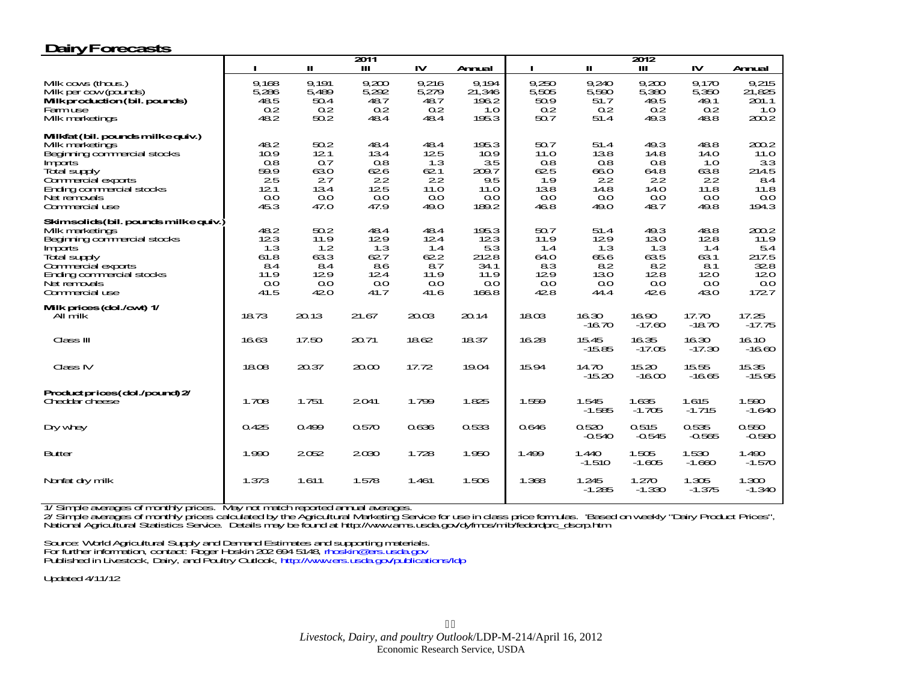## Dairy Forecasts

| | 2011 | | | | | 2012 | | | | |
|---|---|---|---|---|---|---|---|---|---|---|
| | I | II | III | IV | Annual | I | II | III | IV | Annual |
| Milk cows (thous.) | 9,168 | 9,191 | 9,200 | 9,216 | 9,194 | 9,250 | 9,240 | 9,200 | 9,170 | 9,215 |
| Milk per cow (pounds) | 5,286 | 5,489 | 5,292 | 5,279 | 21,346 | 5,505 | 5,590 | 5,380 | 5,350 | 21,825 |
| **Milk production (bil. pounds)** | 48.5 | 50.4 | 48.7 | 48.7 | 196.2 | 50.9 | 51.7 | 49.5 | 49.1 | 201.1 |
| Farm use | 0.2 | 0.2 | 0.2 | 0.2 | 1.0 | 0.2 | 0.2 | 0.2 | 0.2 | 1.0 |
| Milk marketings | 48.2 | 50.2 | 48.4 | 48.4 | 195.3 | 50.7 | 51.4 | 49.3 | 48.8 | 200.2 |
| **Milkfat (bil. pounds milk equiv.)** | | | | | | | | | | |
| Milk marketings | 48.2 | 50.2 | 48.4 | 48.4 | 195.3 | 50.7 | 51.4 | 49.3 | 48.8 | 200.2 |
| Beginning commercial stocks | 10.9 | 12.1 | 13.4 | 12.5 | 10.9 | 11.0 | 13.8 | 14.8 | 14.0 | 11.0 |
| Imports | 0.8 | 0.7 | 0.8 | 1.3 | 3.5 | 0.8 | 0.8 | 0.8 | 1.0 | 3.3 |
| Total supply | 59.9 | 63.0 | 62.6 | 62.1 | 209.7 | 62.5 | 66.0 | 64.8 | 63.8 | 214.5 |
| Commercial exports | 2.5 | 2.7 | 2.2 | 2.2 | 9.5 | 1.9 | 2.2 | 2.2 | 2.2 | 8.4 |
| Ending commercial stocks | 12.1 | 13.4 | 12.5 | 11.0 | 11.0 | 13.8 | 14.8 | 14.0 | 11.8 | 11.8 |
| Net removals | 0.0 | 0.0 | 0.0 | 0.0 | 0.0 | 0.0 | 0.0 | 0.0 | 0.0 | 0.0 |
| Commercial use | 45.3 | 47.0 | 47.9 | 49.0 | 189.2 | 46.8 | 49.0 | 48.7 | 49.8 | 194.3 |
| **Skim solids (bil. pounds milk equiv.)** | | | | | | | | | | |
| Milk marketings | 48.2 | 50.2 | 48.4 | 48.4 | 195.3 | 50.7 | 51.4 | 49.3 | 48.8 | 200.2 |
| Beginning commercial stocks | 12.3 | 11.9 | 12.9 | 12.4 | 12.3 | 11.9 | 12.9 | 13.0 | 12.8 | 11.9 |
| Imports | 1.3 | 1.2 | 1.3 | 1.4 | 5.3 | 1.4 | 1.3 | 1.3 | 1.4 | 5.4 |
| Total supply | 61.8 | 63.3 | 62.7 | 62.2 | 212.8 | 64.0 | 65.6 | 63.5 | 63.1 | 217.5 |
| Commercial exports | 8.4 | 8.4 | 8.6 | 8.7 | 34.1 | 8.3 | 8.2 | 8.2 | 8.1 | 32.8 |
| Ending commercial stocks | 11.9 | 12.9 | 12.4 | 11.9 | 11.9 | 12.9 | 13.0 | 12.8 | 12.0 | 12.0 |
| Net removals | 0.0 | 0.0 | 0.0 | 0.0 | 0.0 | 0.0 | 0.0 | 0.0 | 0.0 | 0.0 |
| Commercial use | 41.5 | 42.0 | 41.7 | 41.6 | 166.8 | 42.8 | 44.4 | 42.6 | 43.0 | 172.7 |
| **Milk prices (dol./cwt) 1/** | | | | | | | | | | |
| All milk | 18.73 | 20.13 | 21.67 | 20.03 | 20.14 | 18.03 | 16.30 -16.70 | 16.90 -17.60 | 17.70 -18.70 | 17.25 -17.75 |
| Class III | 16.63 | 17.50 | 20.71 | 18.62 | 18.37 | 16.28 | 15.45 -15.85 | 16.35 -17.05 | 16.30 -17.30 | 16.10 -16.60 |
| Class IV | 18.08 | 20.37 | 20.00 | 17.72 | 19.04 | 15.94 | 14.70 -15.20 | 15.20 -16.00 | 15.55 -16.65 | 15.35 -15.95 |
| **Product prices (dol./pound) 2/** | | | | | | | | | | |
| Cheddar cheese | 1.708 | 1.751 | 2.041 | 1.799 | 1.825 | 1.559 | 1.545 -1.585 | 1.635 -1.705 | 1.615 -1.715 | 1.590 -1.640 |
| Dry whey | 0.425 | 0.499 | 0.570 | 0.636 | 0.533 | 0.646 | 0.520 -0.540 | 0.515 -0.545 | 0.535 -0.565 | 0.550 -0.580 |
| Butter | 1.990 | 2.052 | 2.030 | 1.728 | 1.950 | 1.499 | 1.440 -1.510 | 1.505 -1.605 | 1.530 -1.660 | 1.490 -1.570 |
| Nonfat dry milk | 1.373 | 1.611 | 1.578 | 1.461 | 1.506 | 1.368 | 1.245 -1.285 | 1.270 -1.330 | 1.305 -1.375 | 1.300 -1.340 |

1/ Simple averages of monthly prices. May not match reported annual averages.
2/ Simple averages of monthly prices calculated by the Agricultural Marketing Service for use in class price formulas. "Based on weekly "Dairy Product Prices", National Agricultural Statistics Service. Details may be found at http://www.ams.usda.gov/dyfmos/mib/fedordprc_dscrp.htm

Source: World Agricultural Supply and Demand Estimates and supporting materials.
For further information, contact: Roger Hoskin 202 694 5148, rhoskin@ers.usda.gov
Published in Livestock, Dairy, and Poultry Outlook, http://www.ers.usda.gov/publications/ldp

Updated 4/11/12

*Livestock, Dairy, and poultry Outlook*/LDP-M-214/April 16, 2012
Economic Research Service, USDA